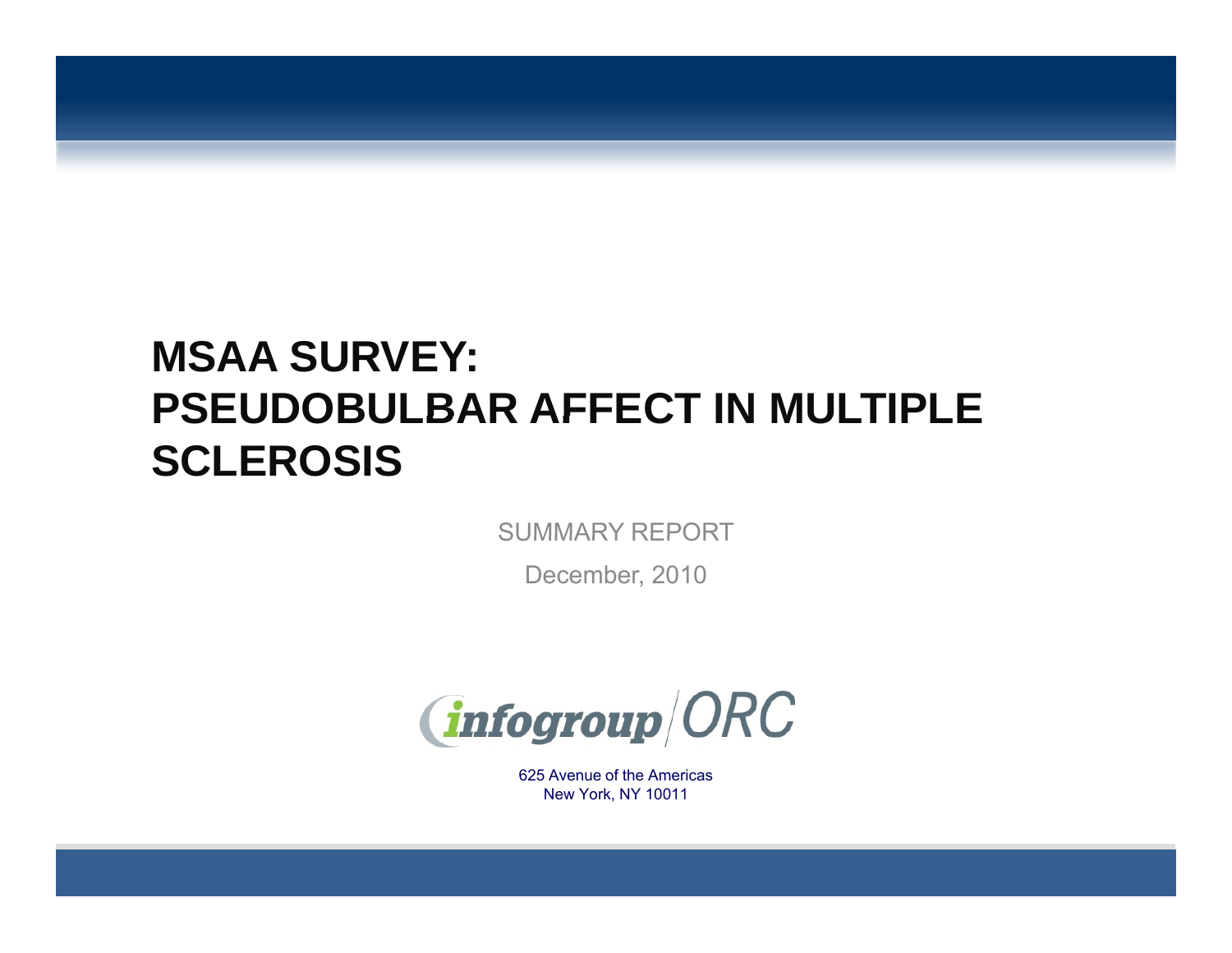# MSAA SURVEY: PSEUDOBULBAR AFFECT IN MULTIPLE SCLEROSIS

SUMMARY REPORT

December, 2010

infogroup/ORC

625 Avenue of the Americas
New York, NY 10011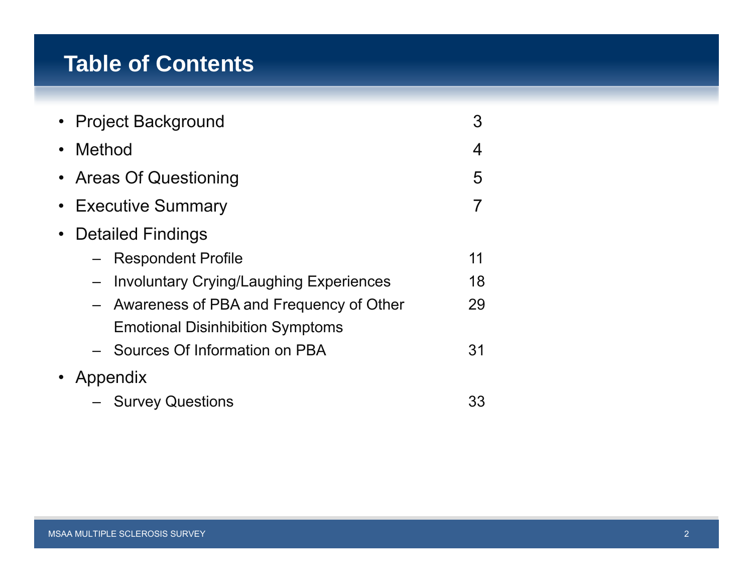# Table of Contents

- Project Background 3
- Method 4
- Areas Of Questioning 5
- Executive Summary 7
- Detailed Findings
  - Respondent Profile 11
  - Involuntary Crying/Laughing Experiences 18
  - Awareness of PBA and Frequency of Other Emotional Disinhibition Symptoms 29
  - Sources Of Information on PBA 31
- Appendix
  - Survey Questions 33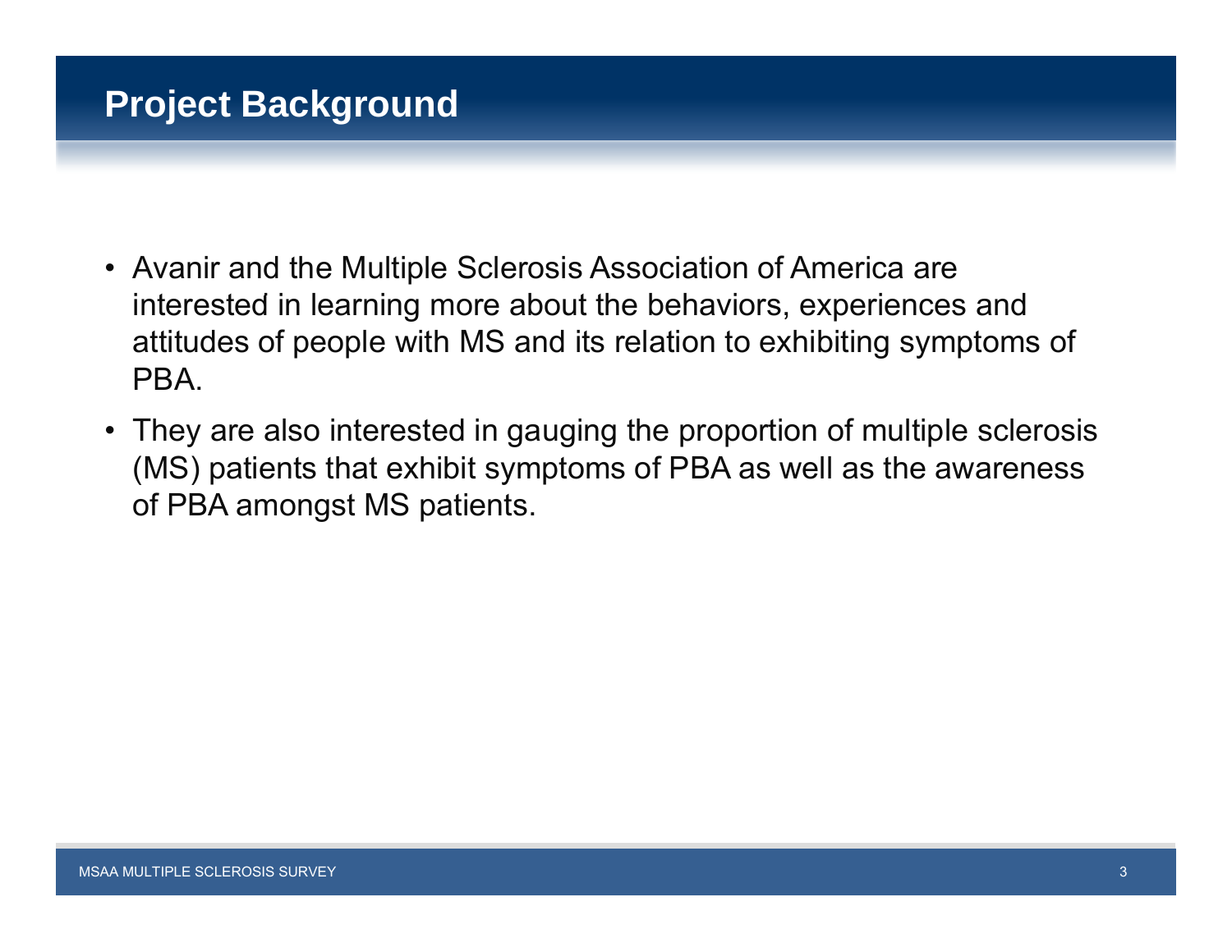# Project Background

- Avanir and the Multiple Sclerosis Association of America are interested in learning more about the behaviors, experiences and attitudes of people with MS and its relation to exhibiting symptoms of PBA.
- They are also interested in gauging the proportion of multiple sclerosis (MS) patients that exhibit symptoms of PBA as well as the awareness of PBA amongst MS patients.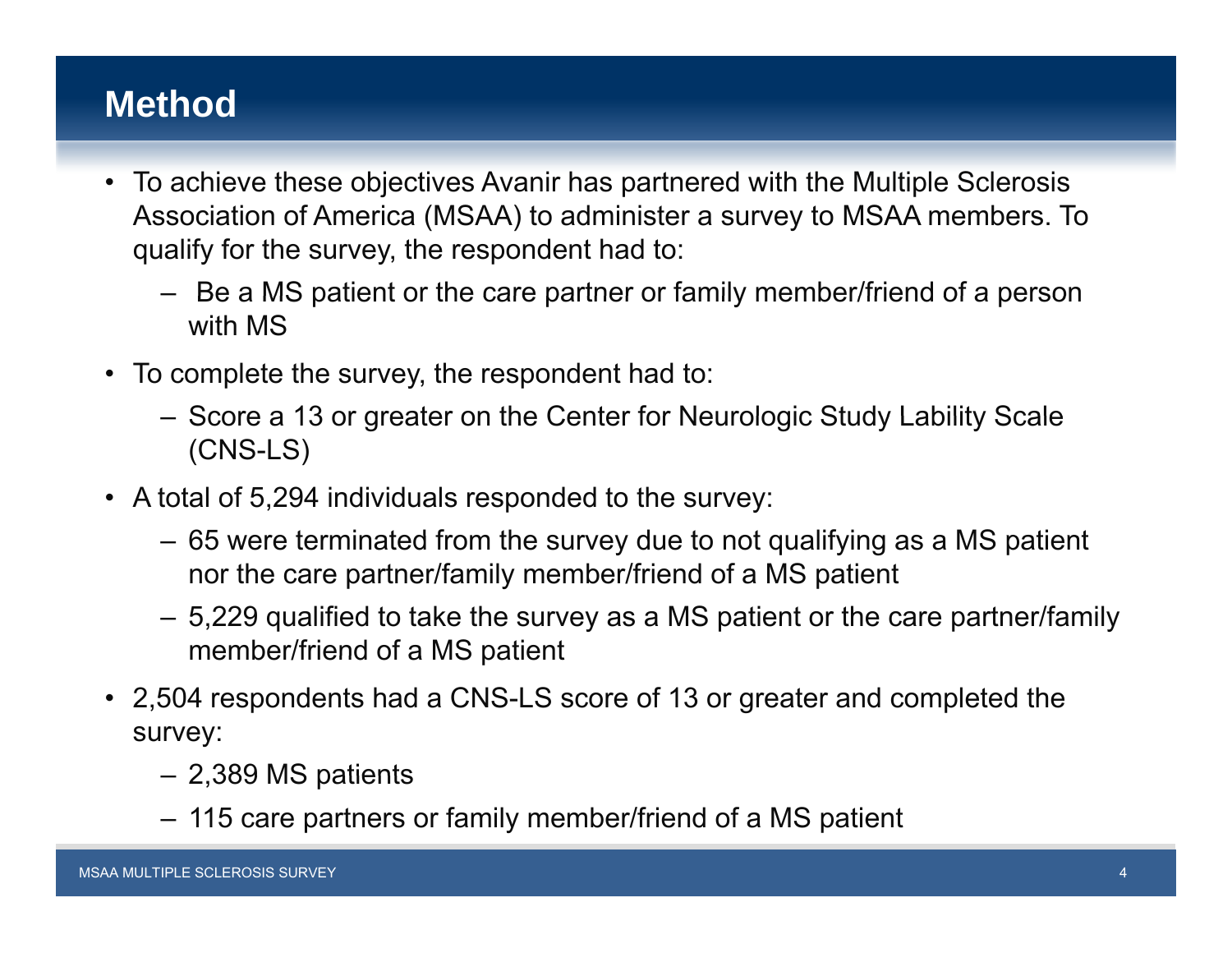# Method

- To achieve these objectives Avanir has partnered with the Multiple Sclerosis Association of America (MSAA) to administer a survey to MSAA members. To qualify for the survey, the respondent had to:
  - Be a MS patient or the care partner or family member/friend of a person with MS
- To complete the survey, the respondent had to:
  - Score a 13 or greater on the Center for Neurologic Study Lability Scale (CNS-LS)
- A total of 5,294 individuals responded to the survey:
  - 65 were terminated from the survey due to not qualifying as a MS patient nor the care partner/family member/friend of a MS patient
  - 5,229 qualified to take the survey as a MS patient or the care partner/family member/friend of a MS patient
- 2,504 respondents had a CNS-LS score of 13 or greater and completed the survey:
  - 2,389 MS patients
  - 115 care partners or family member/friend of a MS patient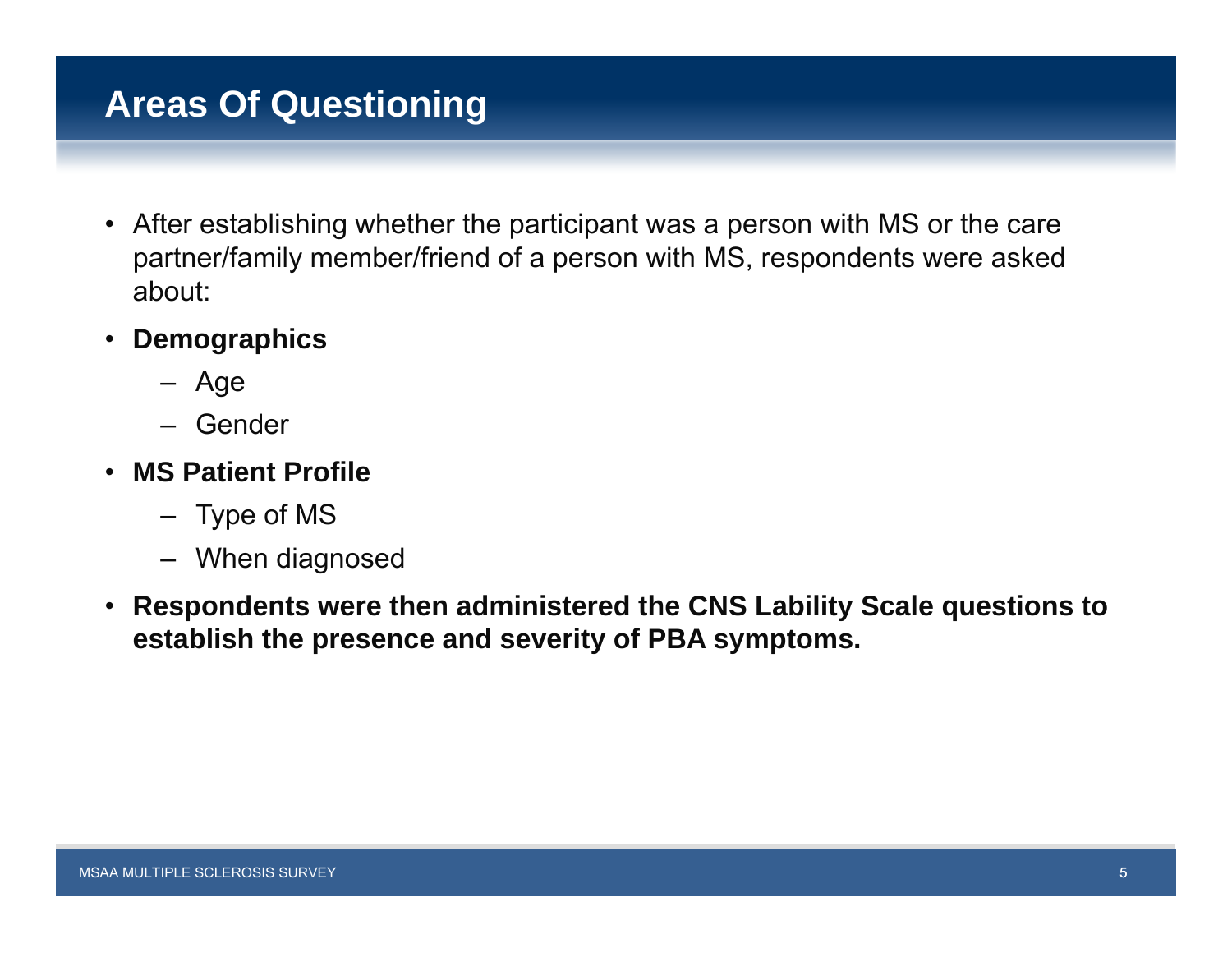# Areas Of Questioning

- After establishing whether the participant was a person with MS or the care partner/family member/friend of a person with MS, respondents were asked about:
- **Demographics**
  - Age
  - Gender
- **MS Patient Profile**
  - Type of MS
  - When diagnosed
- **Respondents were then administered the CNS Lability Scale questions to establish the presence and severity of PBA symptoms.**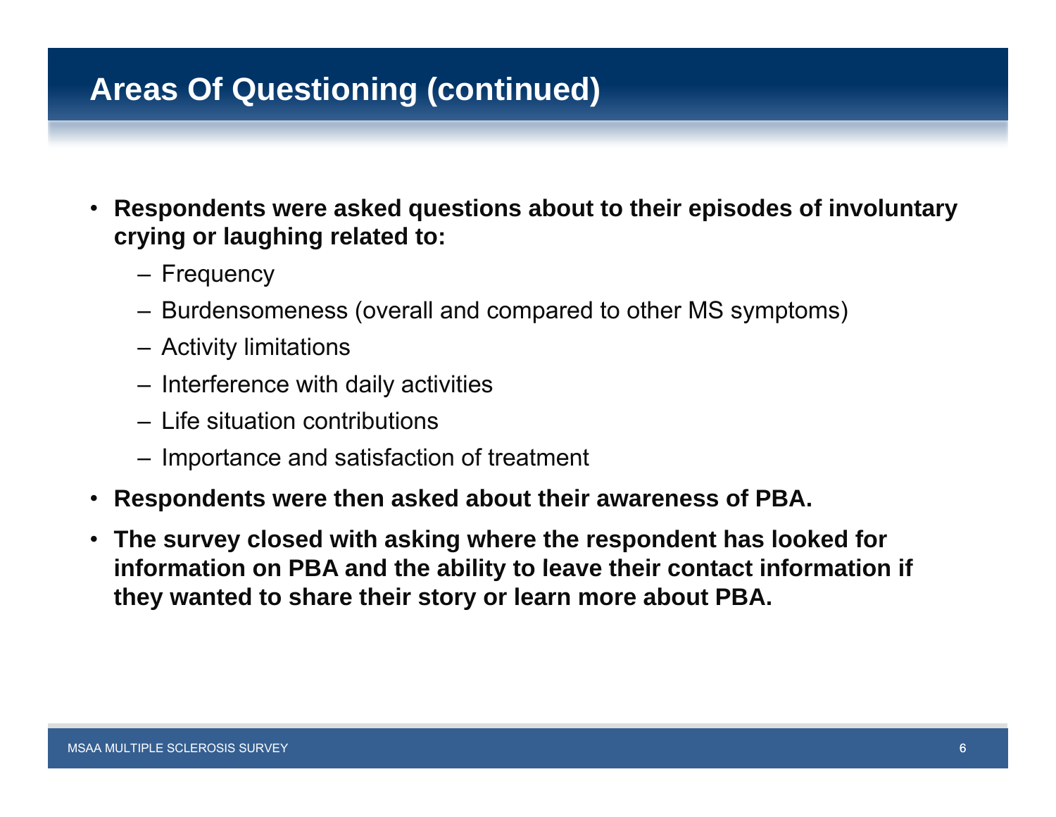# Areas Of Questioning (continued)

- **Respondents were asked questions about to their episodes of involuntary crying or laughing related to:**
  - Frequency
  - Burdensomeness (overall and compared to other MS symptoms)
  - Activity limitations
  - Interference with daily activities
  - Life situation contributions
  - Importance and satisfaction of treatment
- **Respondents were then asked about their awareness of PBA.**
- **The survey closed with asking where the respondent has looked for information on PBA and the ability to leave their contact information if they wanted to share their story or learn more about PBA.**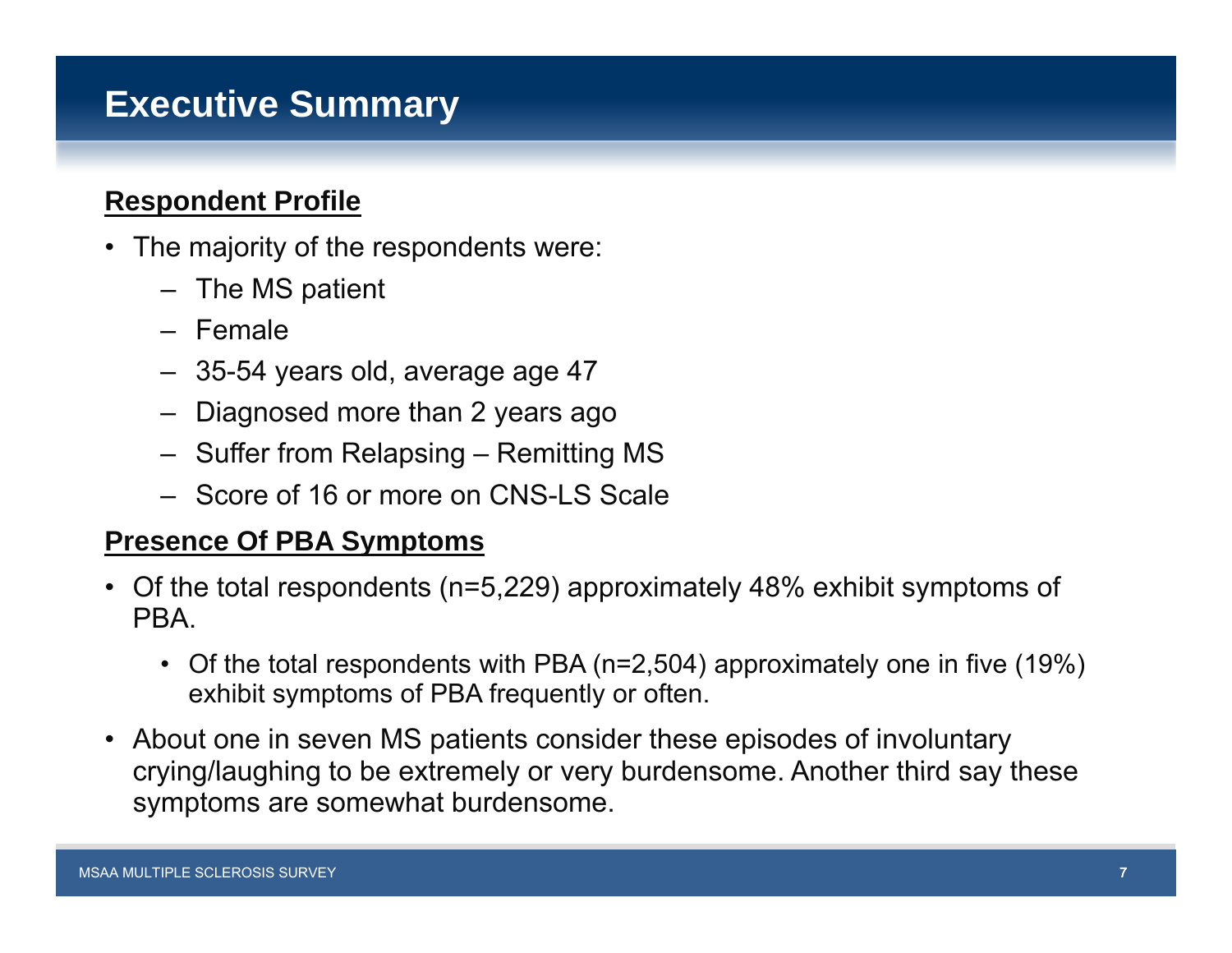# Executive Summary

**Respondent Profile**

- The majority of the respondents were:
  - The MS patient
  - Female
  - 35-54 years old, average age 47
  - Diagnosed more than 2 years ago
  - Suffer from Relapsing – Remitting MS
  - Score of 16 or more on CNS-LS Scale

**Presence Of PBA Symptoms**

- Of the total respondents (n=5,229) approximately 48% exhibit symptoms of PBA.
  - Of the total respondents with PBA (n=2,504) approximately one in five (19%) exhibit symptoms of PBA frequently or often.
- About one in seven MS patients consider these episodes of involuntary crying/laughing to be extremely or very burdensome. Another third say these symptoms are somewhat burdensome.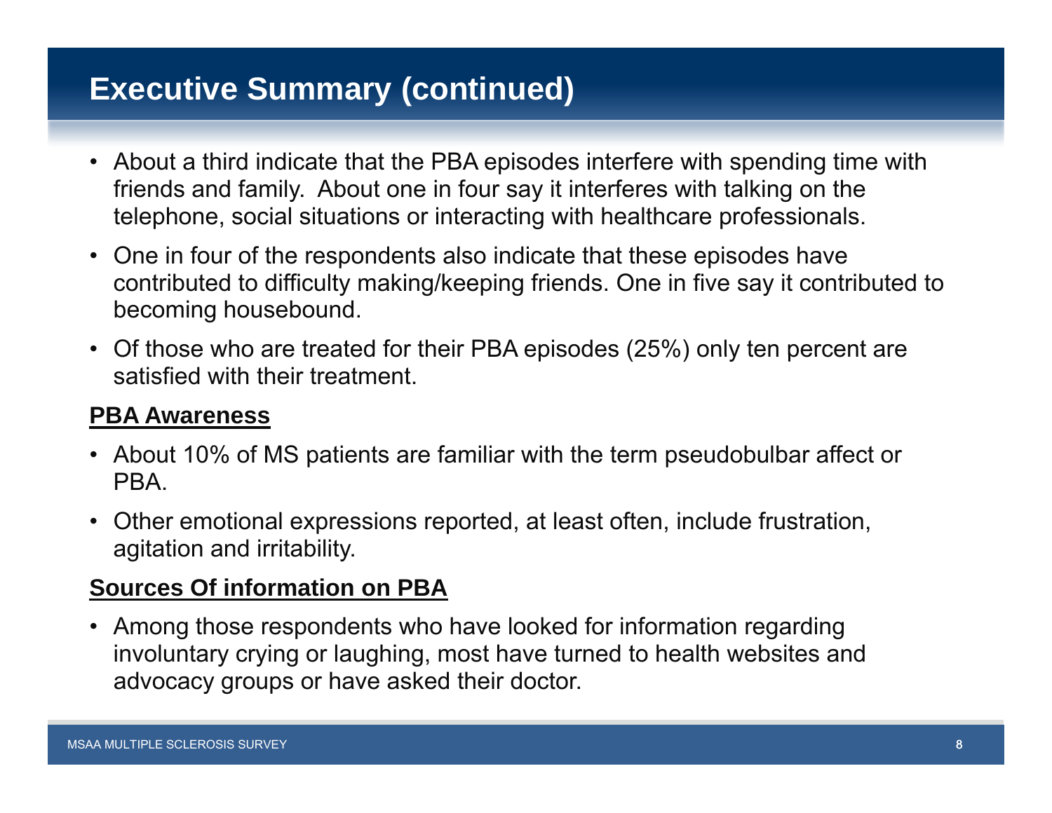# Executive Summary (continued)

- About a third indicate that the PBA episodes interfere with spending time with friends and family. About one in four say it interferes with talking on the telephone, social situations or interacting with healthcare professionals.
- One in four of the respondents also indicate that these episodes have contributed to difficulty making/keeping friends. One in five say it contributed to becoming housebound.
- Of those who are treated for their PBA episodes (25%) only ten percent are satisfied with their treatment.

**PBA Awareness**

- About 10% of MS patients are familiar with the term pseudobulbar affect or PBA.
- Other emotional expressions reported, at least often, include frustration, agitation and irritability.

**Sources Of information on PBA**

- Among those respondents who have looked for information regarding involuntary crying or laughing, most have turned to health websites and advocacy groups or have asked their doctor.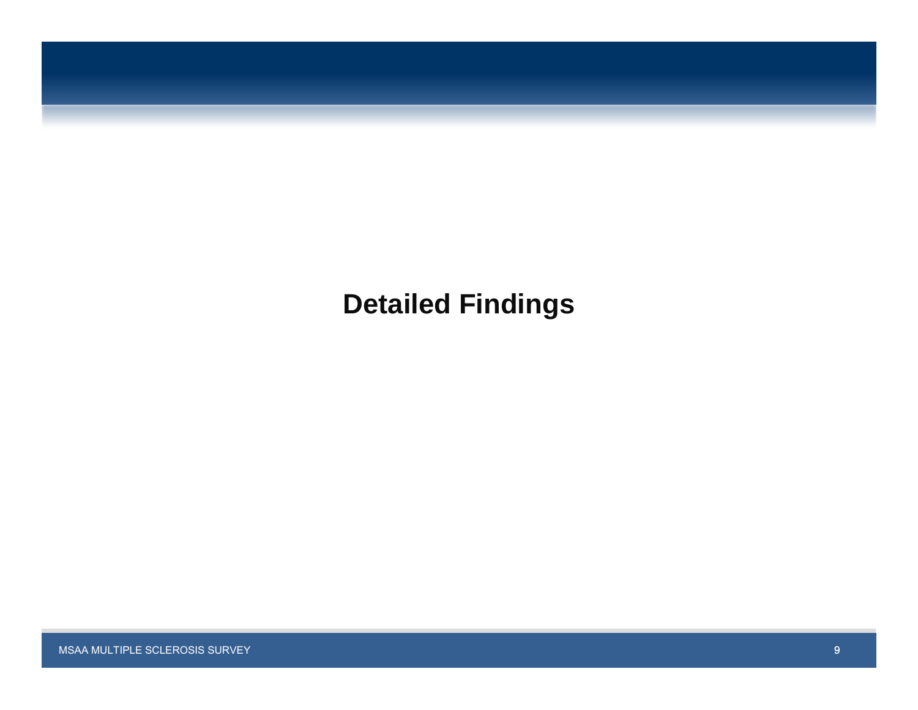# Detailed Findings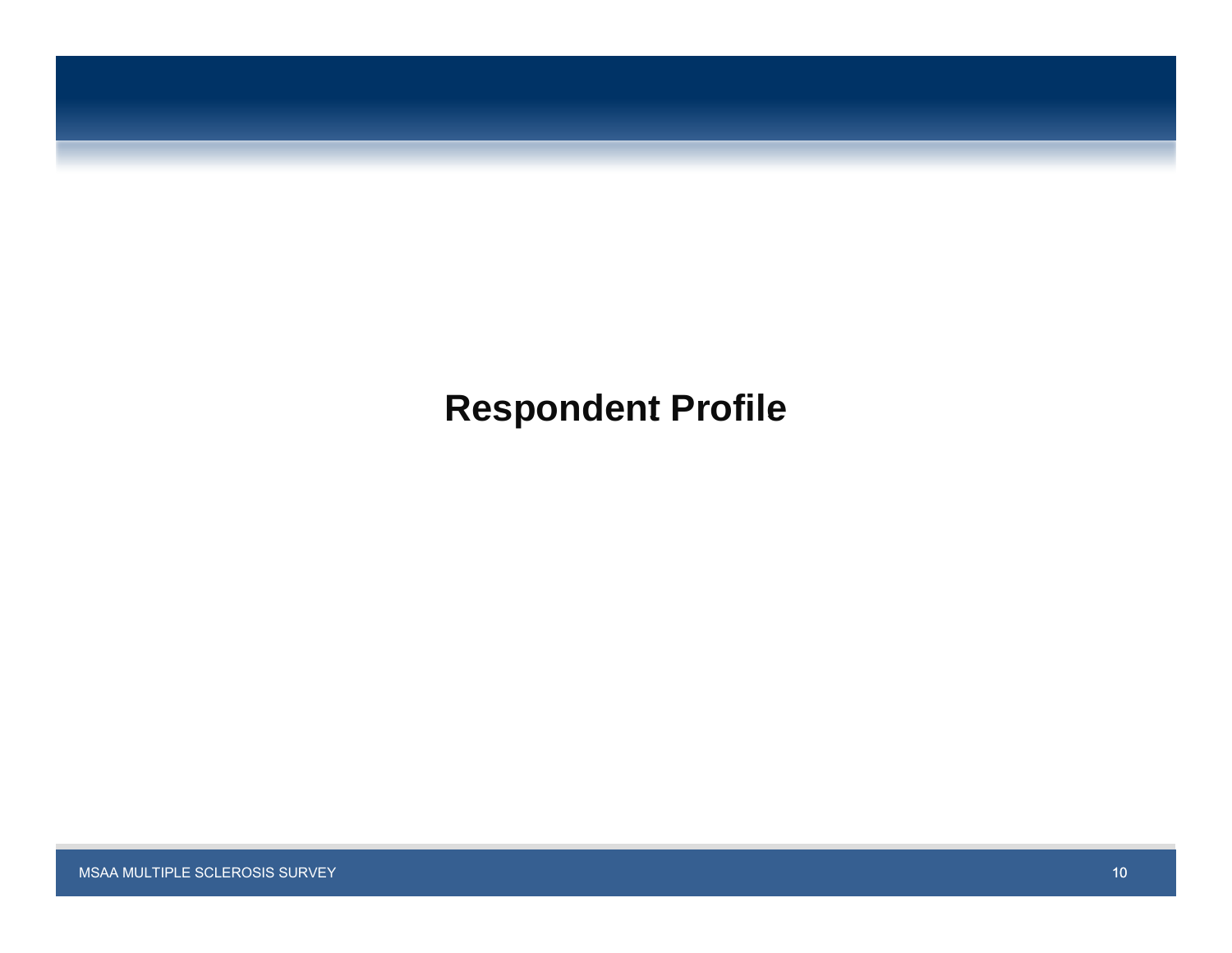# Respondent Profile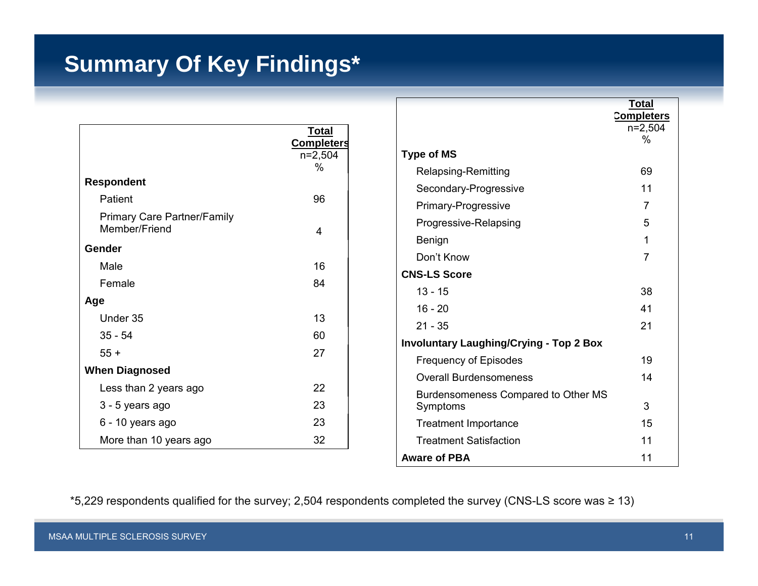# Summary Of Key Findings*

| | Total Completers n=2,504 % |
|---|---|
| **Respondent** | |
| Patient | 96 |
| Primary Care Partner/Family Member/Friend | 4 |
| **Gender** | |
| Male | 16 |
| Female | 84 |
| **Age** | |
| Under 35 | 13 |
| 35 - 54 | 60 |
| 55 + | 27 |
| **When Diagnosed** | |
| Less than 2 years ago | 22 |
| 3 - 5 years ago | 23 |
| 6 - 10 years ago | 23 |
| More than 10 years ago | 32 |

| | Total Completers n=2,504 % |
|---|---|
| **Type of MS** | |
| Relapsing-Remitting | 69 |
| Secondary-Progressive | 11 |
| Primary-Progressive | 7 |
| Progressive-Relapsing | 5 |
| Benign | 1 |
| Don't Know | 7 |
| **CNS-LS Score** | |
| 13 - 15 | 38 |
| 16 - 20 | 41 |
| 21 - 35 | 21 |
| **Involuntary Laughing/Crying - Top 2 Box** | |
| Frequency of Episodes | 19 |
| Overall Burdensomeness | 14 |
| Burdensomeness Compared to Other MS Symptoms | 3 |
| Treatment Importance | 15 |
| Treatment Satisfaction | 11 |
| **Aware of PBA** | 11 |

*5,229 respondents qualified for the survey; 2,504 respondents completed the survey (CNS-LS score was ≥ 13)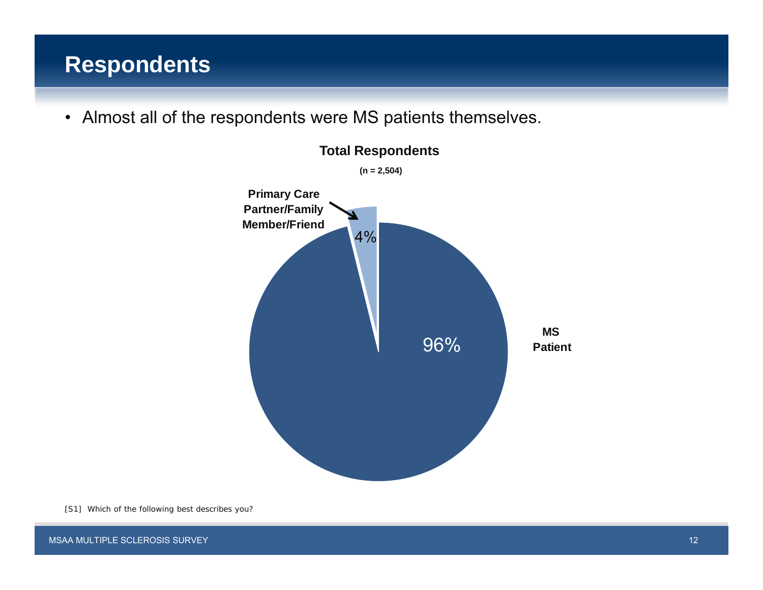# Respondents

- Almost all of the respondents were MS patients themselves.

**Total Respondents**

**(n = 2,504)**

| Respondent | Percentage |
|---|---|
| MS Patient | 96% |
| Primary Care Partner/Family Member/Friend | 4% |

[S1] Which of the following best describes you?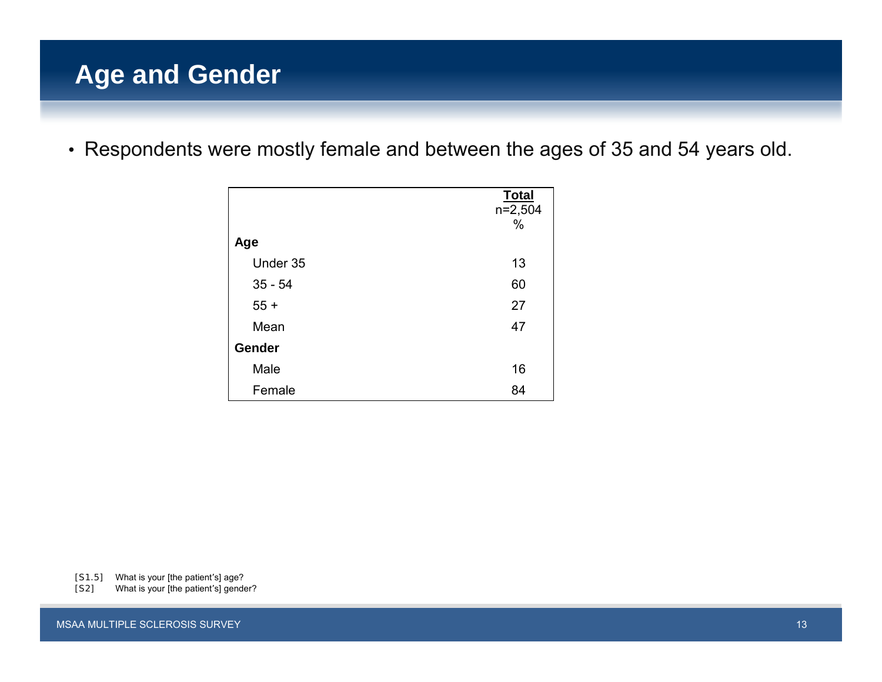# Age and Gender

- Respondents were mostly female and between the ages of 35 and 54 years old.

| | **Total** n=2,504 % |
|---|---|
| **Age** | |
| Under 35 | 13 |
| 35 - 54 | 60 |
| 55 + | 27 |
| Mean | 47 |
| **Gender** | |
| Male | 16 |
| Female | 84 |

[S1.5] What is your [the patient's] age?
[S2] What is your [the patient's] gender?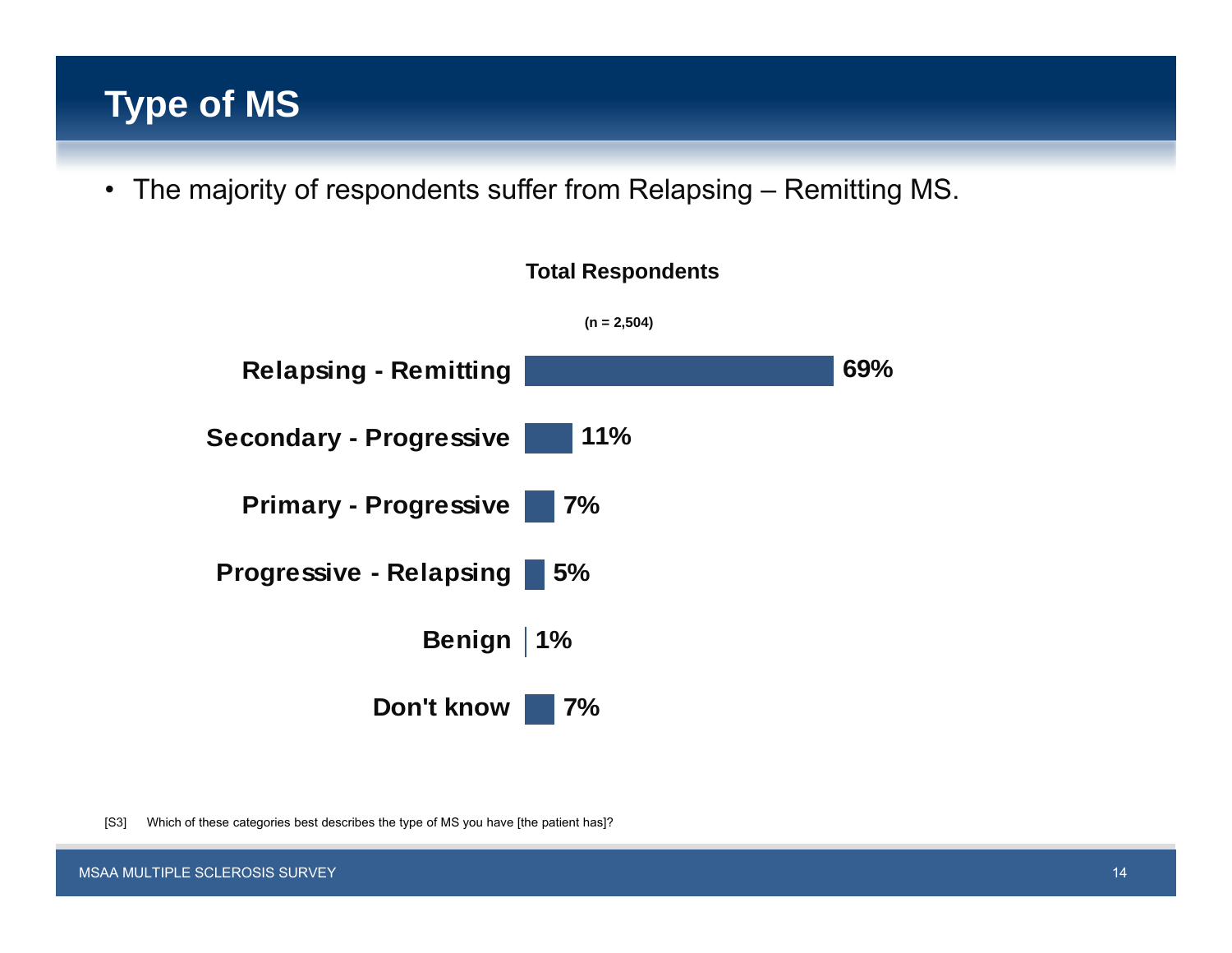# Type of MS

- The majority of respondents suffer from Relapsing – Remitting MS.

**Total Respondents**

**(n = 2,504)**

| Type of MS | Total Respondents |
|---|---|
| Relapsing - Remitting | 69% |
| Secondary - Progressive | 11% |
| Primary - Progressive | 7% |
| Progressive - Relapsing | 5% |
| Benign | 1% |
| Don't know | 7% |

[S3] Which of these categories best describes the type of MS you have [the patient has]?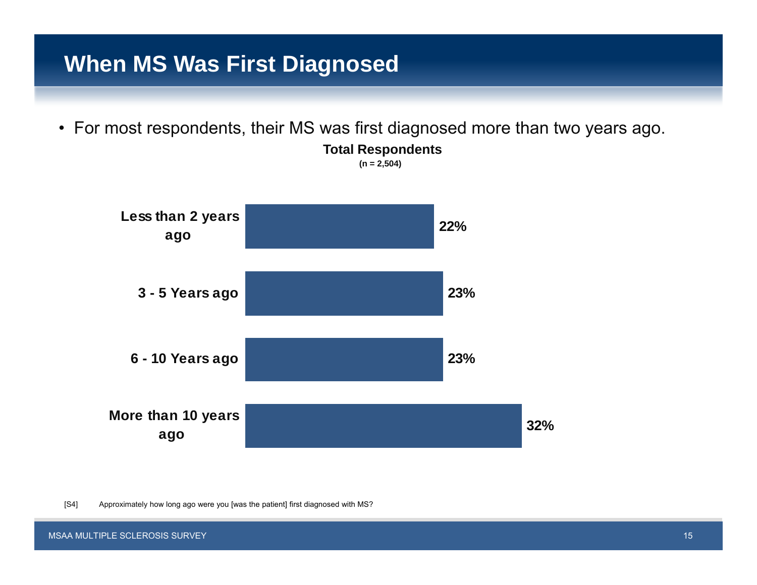# When MS Was First Diagnosed

- For most respondents, their MS was first diagnosed more than two years ago.

**Total Respondents**
**(n = 2,504)**

| Response | Percent |
| --- | --- |
| Less than 2 years ago | 22% |
| 3 - 5 Years ago | 23% |
| 6 - 10 Years ago | 23% |
| More than 10 years ago | 32% |

[S4] Approximately how long ago were you [was the patient] first diagnosed with MS?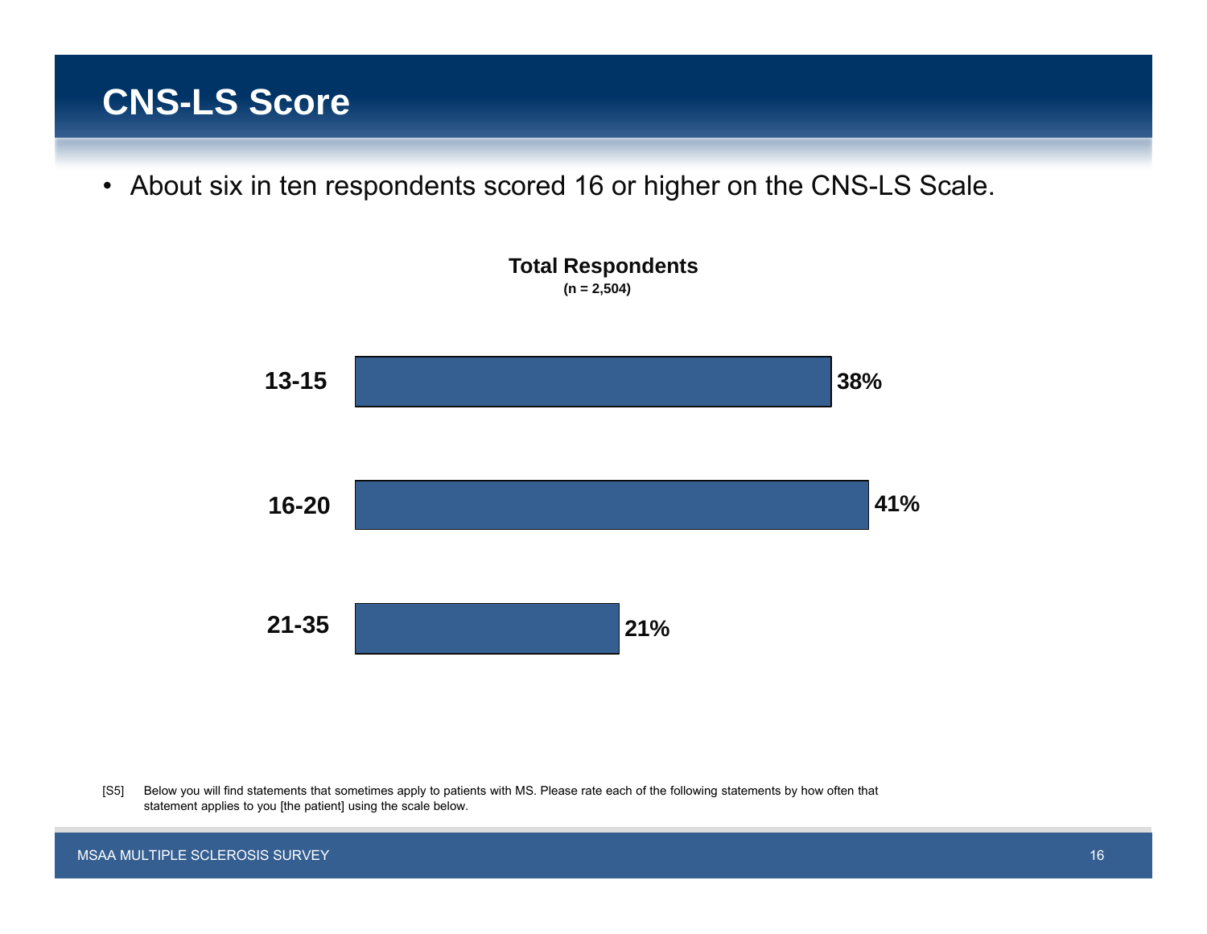# CNS-LS Score

- About six in ten respondents scored 16 or higher on the CNS-LS Scale.

**Total Respondents**
**(n = 2,504)**

| Score | Percent |
|---|---|
| 13-15 | 38% |
| 16-20 | 41% |
| 21-35 | 21% |

[S5] Below you will find statements that sometimes apply to patients with MS. Please rate each of the following statements by how often that statement applies to you [the patient] using the scale below.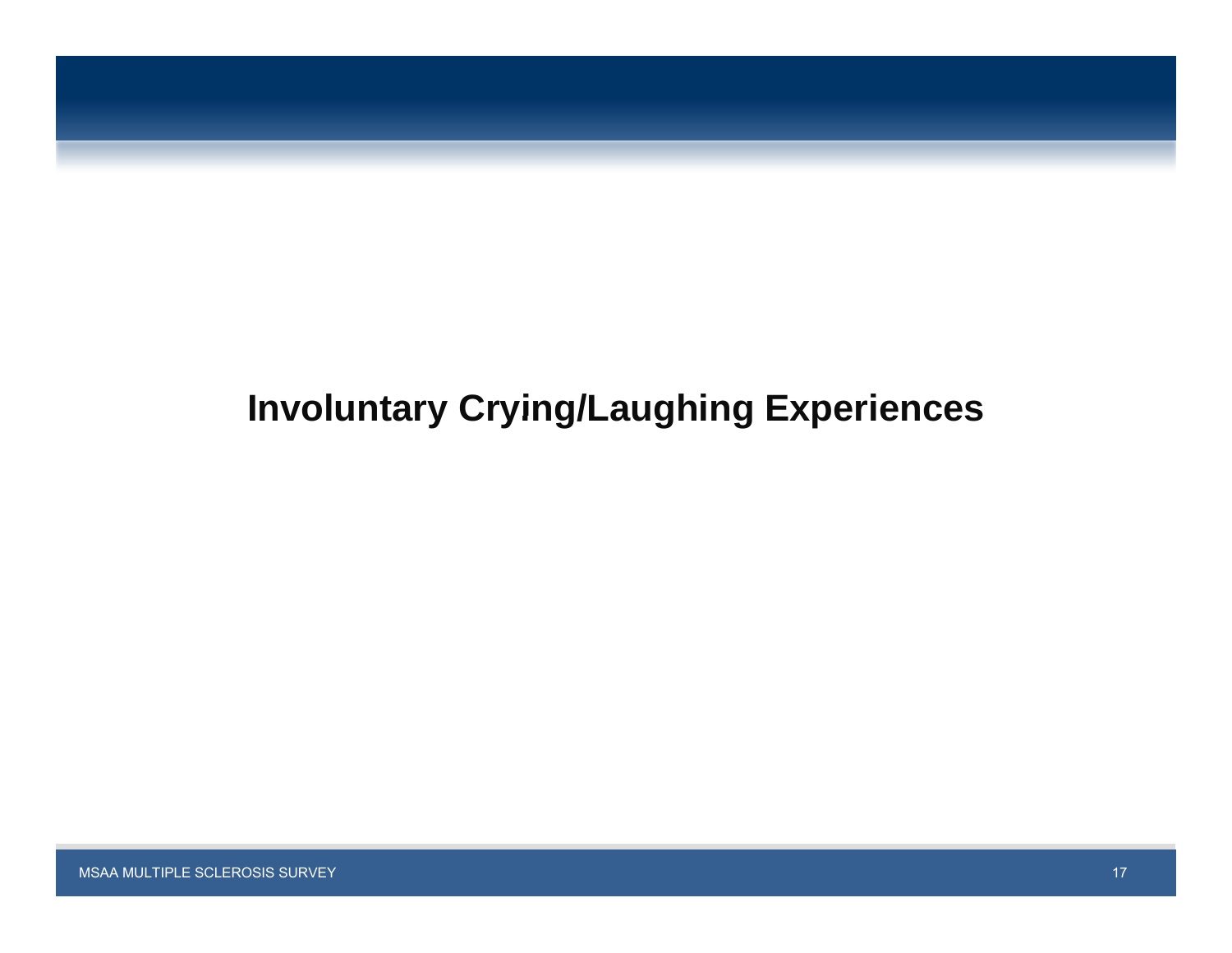# Involuntary Crying/Laughing Experiences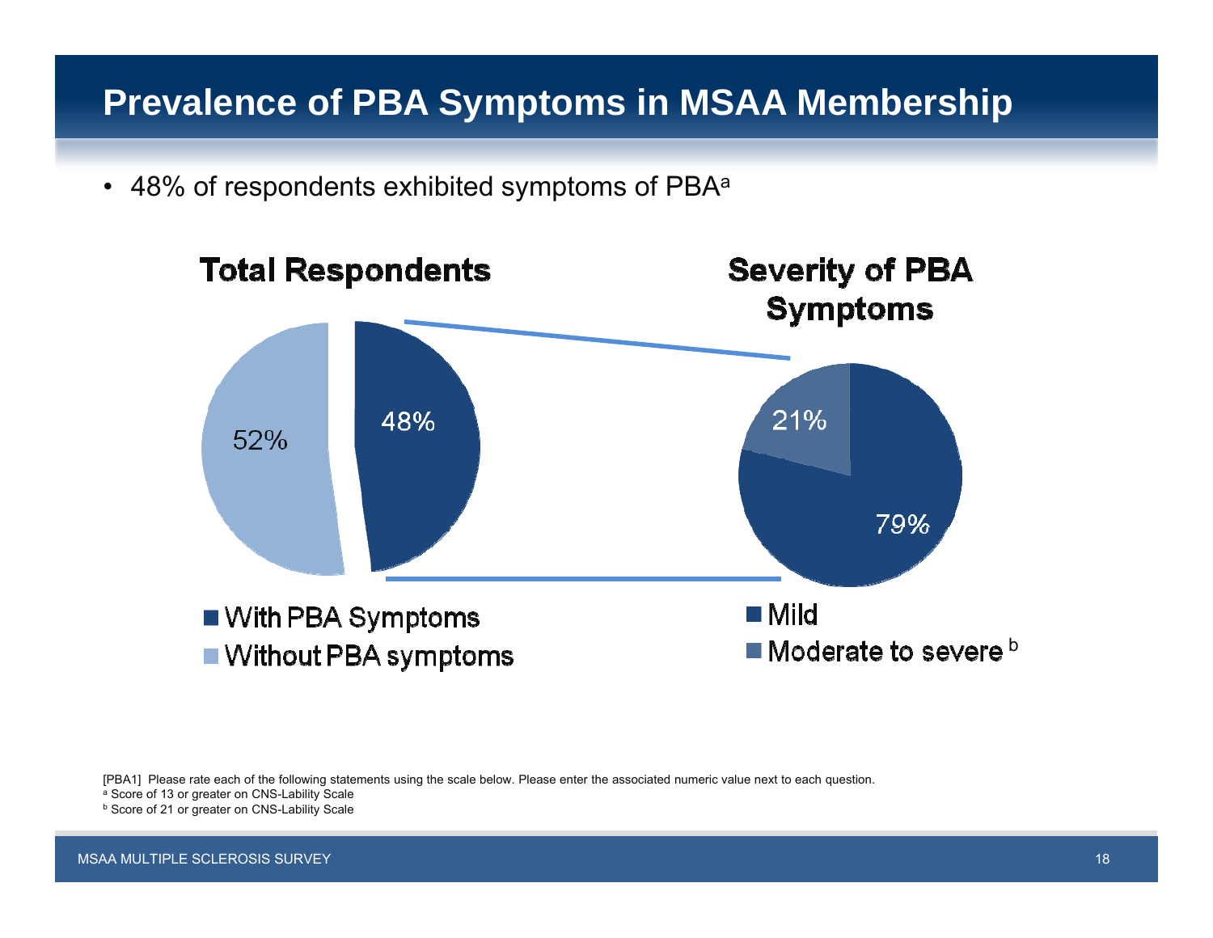# Prevalence of PBA Symptoms in MSAA Membership

- 48% of respondents exhibited symptoms of PBA[a]

**Total Respondents**

48%

52%

- With PBA Symptoms
- Without PBA symptoms

**Severity of PBA Symptoms**

21%

79%

- Mild
- Moderate to severe [b]

[PBA1] Please rate each of the following statements using the scale below. Please enter the associated numeric value next to each question.

[a] Score of 13 or greater on CNS-Lability Scale

[b] Score of 21 or greater on CNS-Lability Scale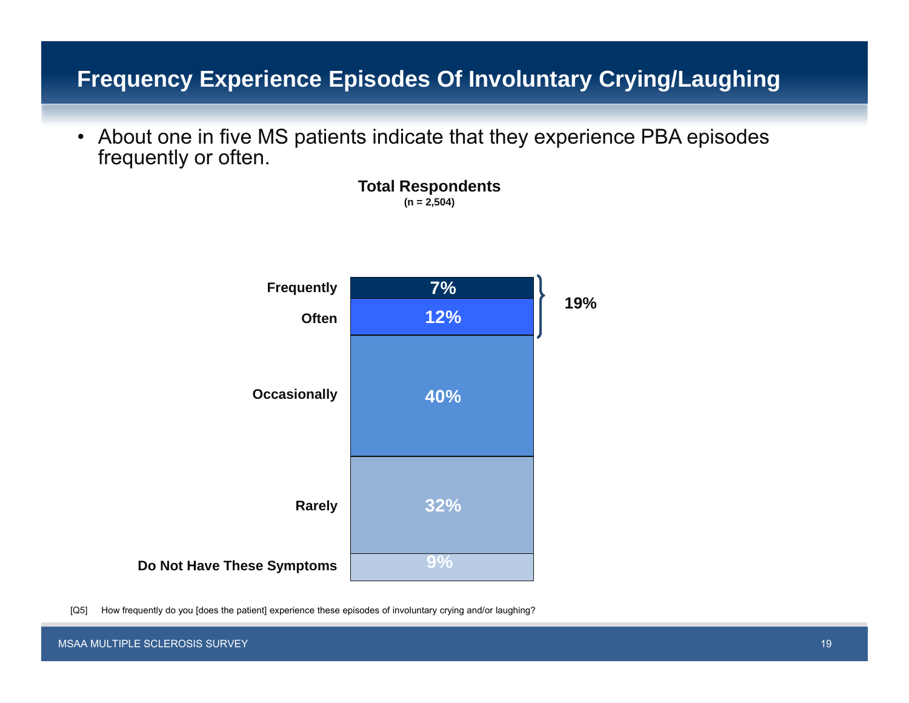# Frequency Experience Episodes Of Involuntary Crying/Laughing

- About one in five MS patients indicate that they experience PBA episodes frequently or often.

**Total Respondents**
**(n = 2,504)**

| Response | % |
|---|---|
| Frequently | 7% |
| Often | 12% |
| Occasionally | 40% |
| Rarely | 32% |
| Do Not Have These Symptoms | 9% |

Frequently + Often: 19%

[Q5] How frequently do you [does the patient] experience these episodes of involuntary crying and/or laughing?

MSAA MULTIPLE SCLEROSIS SURVEY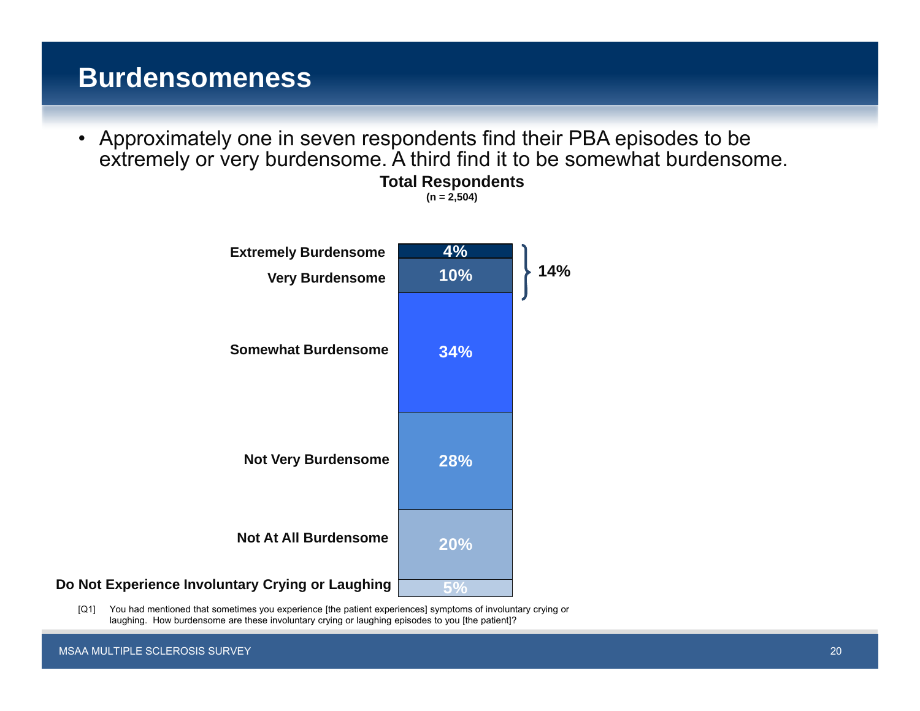# Burdensomeness

- Approximately one in seven respondents find their PBA episodes to be extremely or very burdensome. A third find it to be somewhat burdensome.

**Total Respondents**
**(n = 2,504)**

| Response | % |
|---|---|
| Extremely Burdensome | 4% |
| Very Burdensome | 10% |
| Somewhat Burdensome | 34% |
| Not Very Burdensome | 28% |
| Not At All Burdensome | 20% |
| Do Not Experience Involuntary Crying or Laughing | 5% |

Extremely + Very Burdensome: 14%

[Q1] You had mentioned that sometimes you experience [the patient experiences] symptoms of involuntary crying or laughing. How burdensome are these involuntary crying or laughing episodes to you [the patient]?

MSAA MULTIPLE SCLEROSIS SURVEY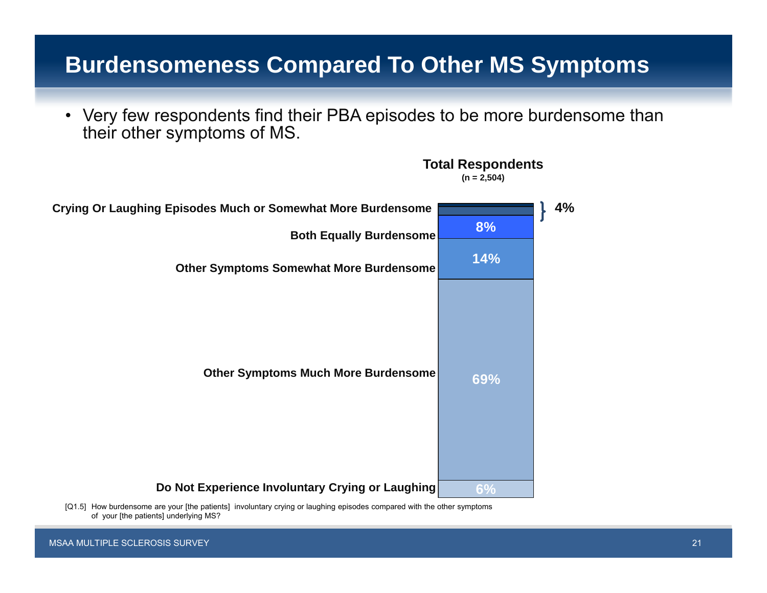# Burdensomeness Compared To Other MS Symptoms

- Very few respondents find their PBA episodes to be more burdensome than their other symptoms of MS.

**Total Respondents**
**(n = 2,504)**

| Response | % |
|---|---|
| Crying Or Laughing Episodes Much or Somewhat More Burdensome | 4% |
| Both Equally Burdensome | 8% |
| Other Symptoms Somewhat More Burdensome | 14% |
| Other Symptoms Much More Burdensome | 69% |
| Do Not Experience Involuntary Crying or Laughing | 6% |

[Q1.5] How burdensome are your [the patients] involuntary crying or laughing episodes compared with the other symptoms of your [the patients] underlying MS?

MSAA MULTIPLE SCLEROSIS SURVEY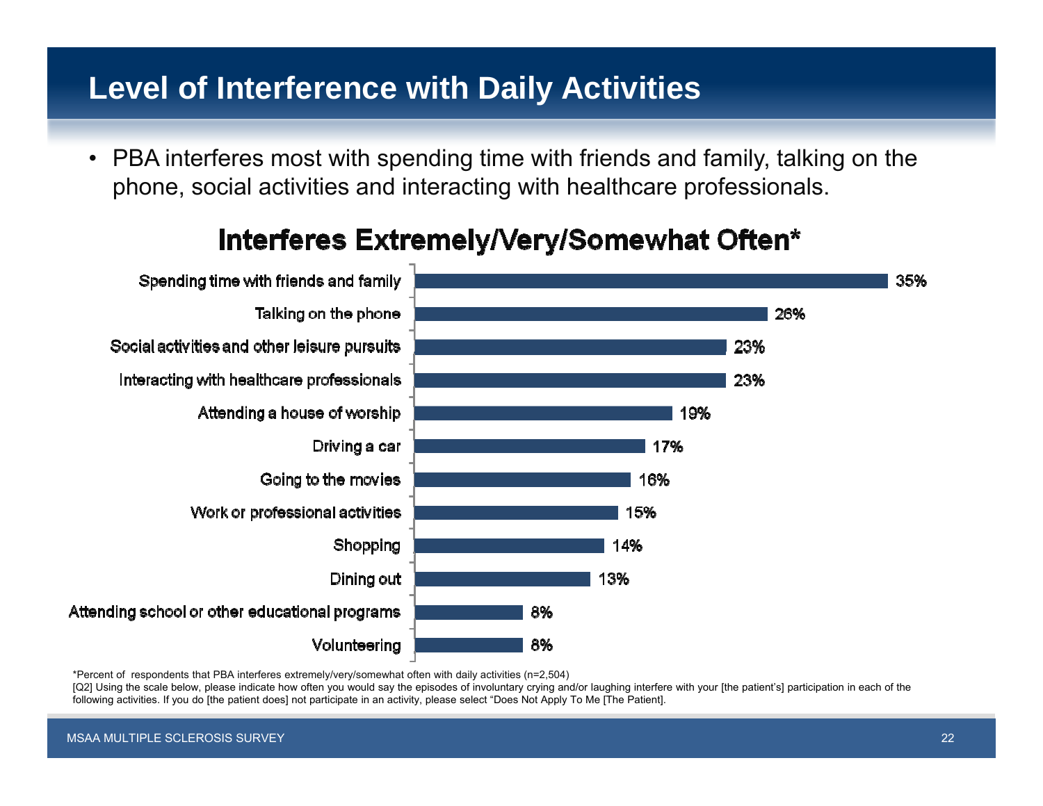# Level of Interference with Daily Activities

- PBA interferes most with spending time with friends and family, talking on the phone, social activities and interacting with healthcare professionals.

## Interferes Extremely/Very/Somewhat Often*

| Activity | Percent |
|---|---|
| Spending time with friends and family | 35% |
| Talking on the phone | 26% |
| Social activities and other leisure pursuits | 23% |
| Interacting with healthcare professionals | 23% |
| Attending a house of worship | 19% |
| Driving a car | 17% |
| Going to the movies | 16% |
| Work or professional activities | 15% |
| Shopping | 14% |
| Dining out | 13% |
| Attending school or other educational programs | 8% |
| Volunteering | 8% |

*Percent of respondents that PBA interferes extremely/very/somewhat often with daily activities (n=2,504)

[Q2] Using the scale below, please indicate how often you would say the episodes of involuntary crying and/or laughing interfere with your [the patient's] participation in each of the following activities. If you do [the patient does] not participate in an activity, please select "Does Not Apply To Me [The Patient].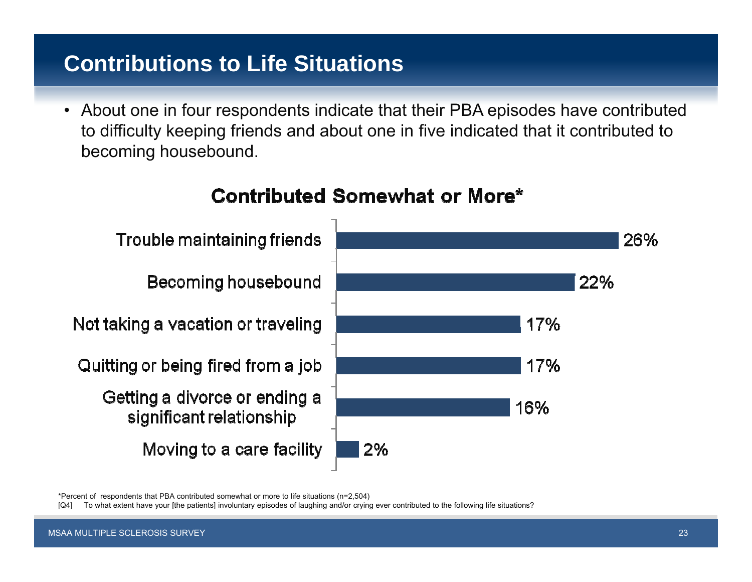# Contributions to Life Situations

- About one in four respondents indicate that their PBA episodes have contributed to difficulty keeping friends and about one in five indicated that it contributed to becoming housebound.

**Contributed Somewhat or More***

| Life situation | Percent |
| --- | --- |
| Trouble maintaining friends | 26% |
| Becoming housebound | 22% |
| Not taking a vacation or traveling | 17% |
| Quitting or being fired from a job | 17% |
| Getting a divorce or ending a significant relationship | 16% |
| Moving to a care facility | 2% |

*Percent of respondents that PBA contributed somewhat or more to life situations (n=2,504)

[Q4] To what extent have your [the patients] involuntary episodes of laughing and/or crying ever contributed to the following life situations?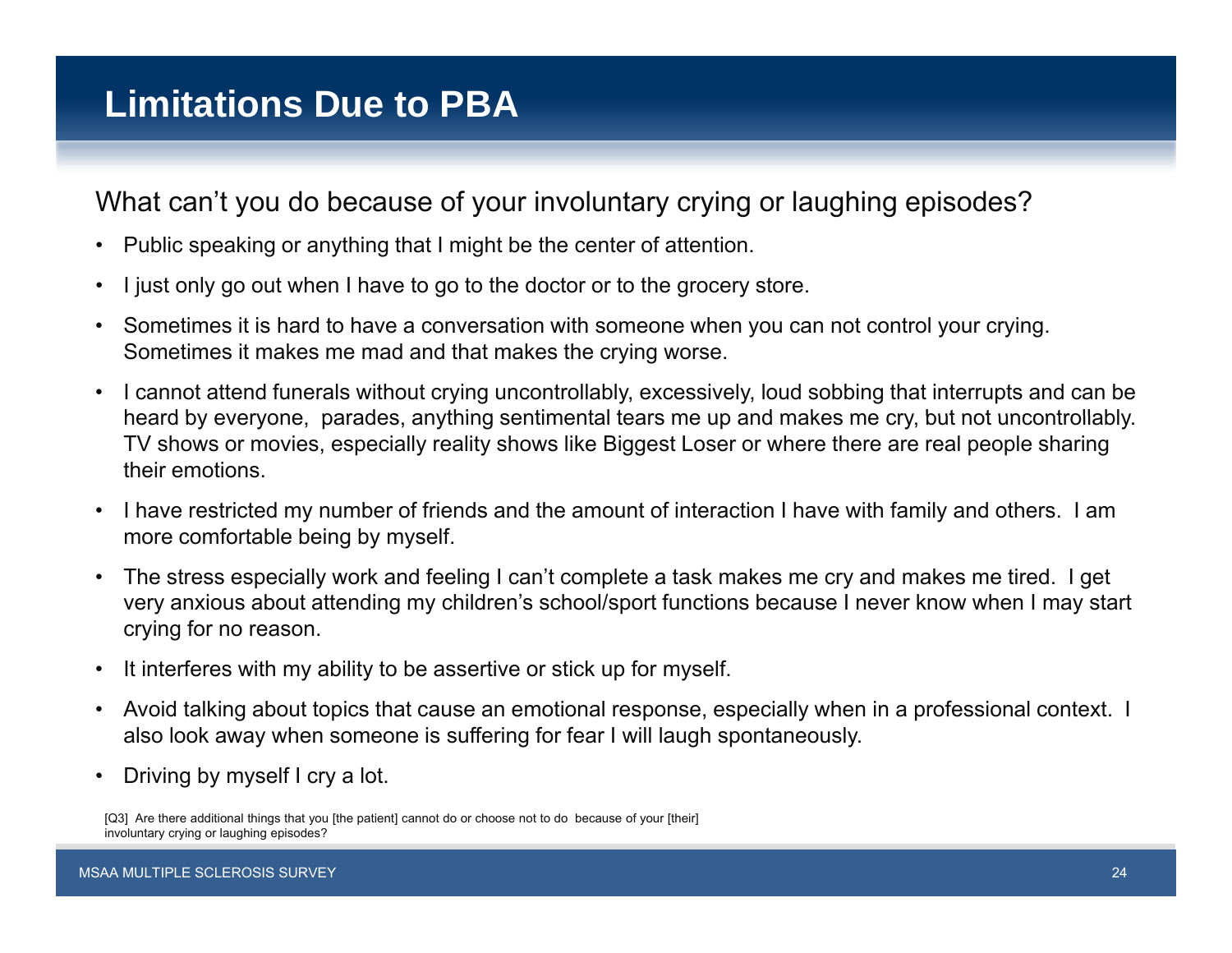# Limitations Due to PBA

What can't you do because of your involuntary crying or laughing episodes?

- Public speaking or anything that I might be the center of attention.
- I just only go out when I have to go to the doctor or to the grocery store.
- Sometimes it is hard to have a conversation with someone when you can not control your crying. Sometimes it makes me mad and that makes the crying worse.
- I cannot attend funerals without crying uncontrollably, excessively, loud sobbing that interrupts and can be heard by everyone, parades, anything sentimental tears me up and makes me cry, but not uncontrollably. TV shows or movies, especially reality shows like Biggest Loser or where there are real people sharing their emotions.
- I have restricted my number of friends and the amount of interaction I have with family and others. I am more comfortable being by myself.
- The stress especially work and feeling I can't complete a task makes me cry and makes me tired. I get very anxious about attending my children's school/sport functions because I never know when I may start crying for no reason.
- It interferes with my ability to be assertive or stick up for myself.
- Avoid talking about topics that cause an emotional response, especially when in a professional context. I also look away when someone is suffering for fear I will laugh spontaneously.
- Driving by myself I cry a lot.

[Q3] Are there additional things that you [the patient] cannot do or choose not to do because of your [their] involuntary crying or laughing episodes?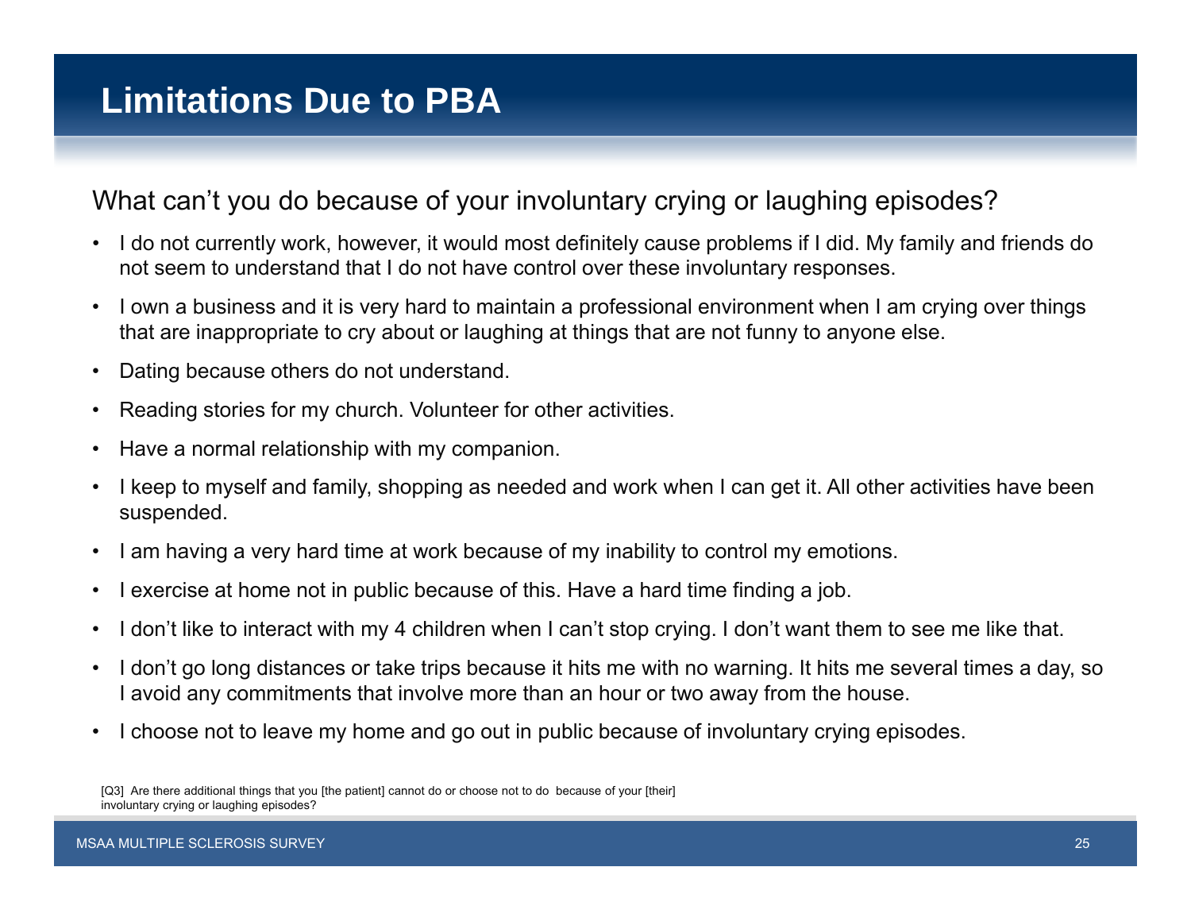# Limitations Due to PBA

What can't you do because of your involuntary crying or laughing episodes?

- I do not currently work, however, it would most definitely cause problems if I did. My family and friends do not seem to understand that I do not have control over these involuntary responses.
- I own a business and it is very hard to maintain a professional environment when I am crying over things that are inappropriate to cry about or laughing at things that are not funny to anyone else.
- Dating because others do not understand.
- Reading stories for my church. Volunteer for other activities.
- Have a normal relationship with my companion.
- I keep to myself and family, shopping as needed and work when I can get it. All other activities have been suspended.
- I am having a very hard time at work because of my inability to control my emotions.
- I exercise at home not in public because of this. Have a hard time finding a job.
- I don't like to interact with my 4 children when I can't stop crying. I don't want them to see me like that.
- I don't go long distances or take trips because it hits me with no warning. It hits me several times a day, so I avoid any commitments that involve more than an hour or two away from the house.
- I choose not to leave my home and go out in public because of involuntary crying episodes.

[Q3] Are there additional things that you [the patient] cannot do or choose not to do because of your [their] involuntary crying or laughing episodes?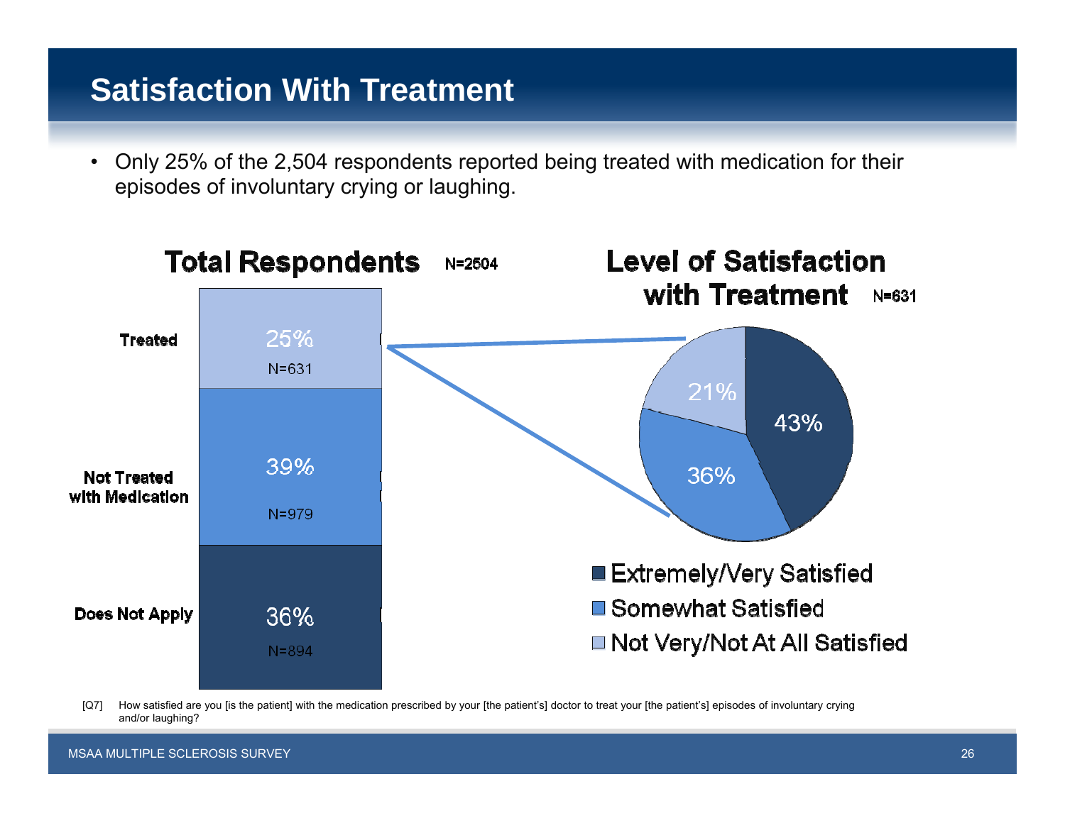# Satisfaction With Treatment

- Only 25% of the 2,504 respondents reported being treated with medication for their episodes of involuntary crying or laughing.

## Total Respondents N=2504

| | % | N |
|---|---|---|
| Treated | 25% | N=631 |
| Not Treated with Medication | 39% | N=979 |
| Does Not Apply | 36% | N=894 |

## Level of Satisfaction with Treatment N=631

| Level of Satisfaction | % |
|---|---|
| Extremely/Very Satisfied | 43% |
| Somewhat Satisfied | 36% |
| Not Very/Not At All Satisfied | 21% |

[Q7] How satisfied are you [is the patient] with the medication prescribed by your [the patient's] doctor to treat your [the patient's] episodes of involuntary crying and/or laughing?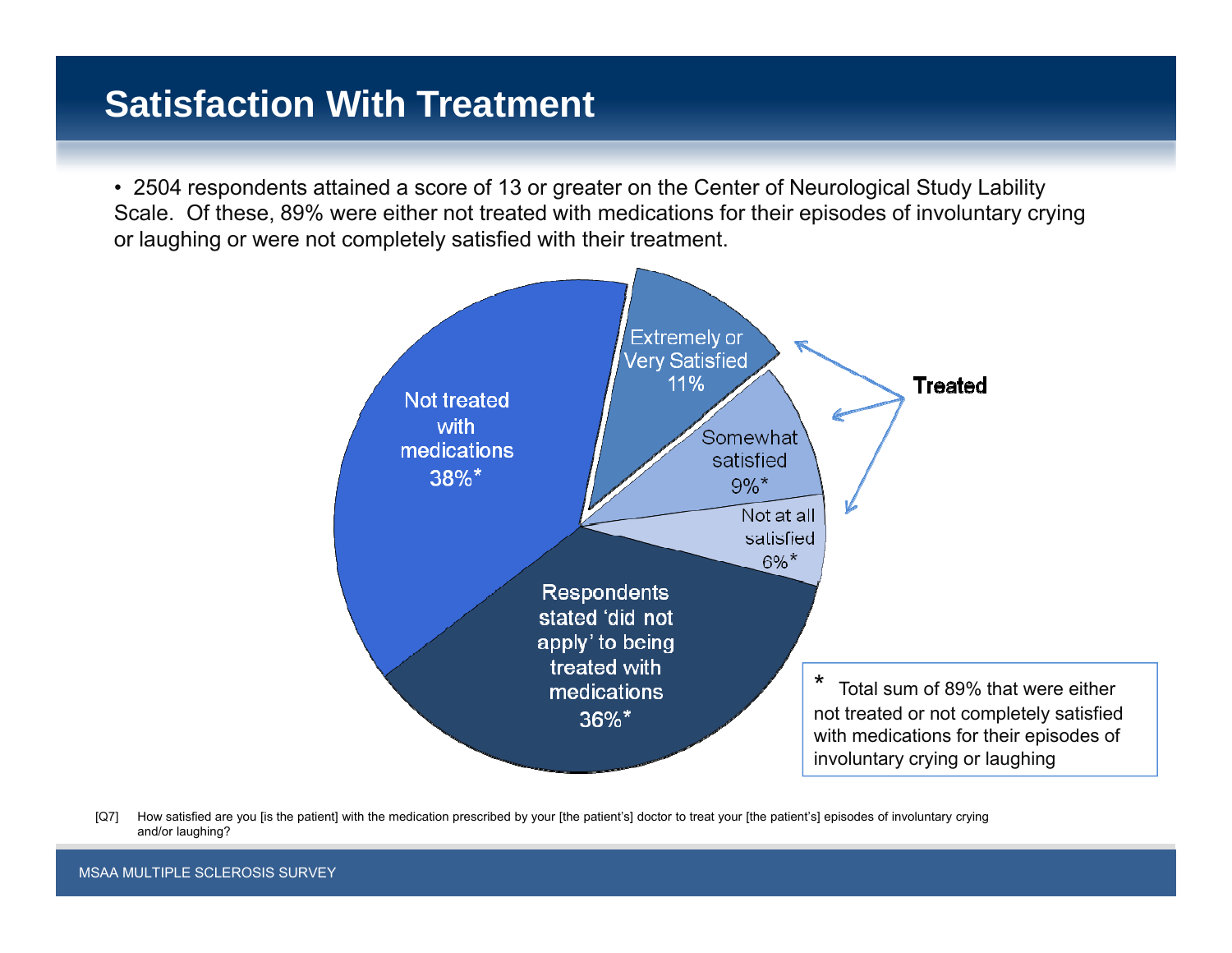# Satisfaction With Treatment

- 2504 respondents attained a score of 13 or greater on the Center of Neurological Study Lability Scale. Of these, 89% were either not treated with medications for their episodes of involuntary crying or laughing or were not completely satisfied with their treatment.

Not treated with medications 38%*

Extremely or Very Satisfied 11%

Somewhat satisfied 9%*

Not at all satisfied 6%*

Treated

Respondents stated 'did not apply' to being treated with medications 36%*

* Total sum of 89% that were either not treated or not completely satisfied with medications for their episodes of involuntary crying or laughing

[Q7] How satisfied are you [is the patient] with the medication prescribed by your [the patient's] doctor to treat your [the patient's] episodes of involuntary crying and/or laughing?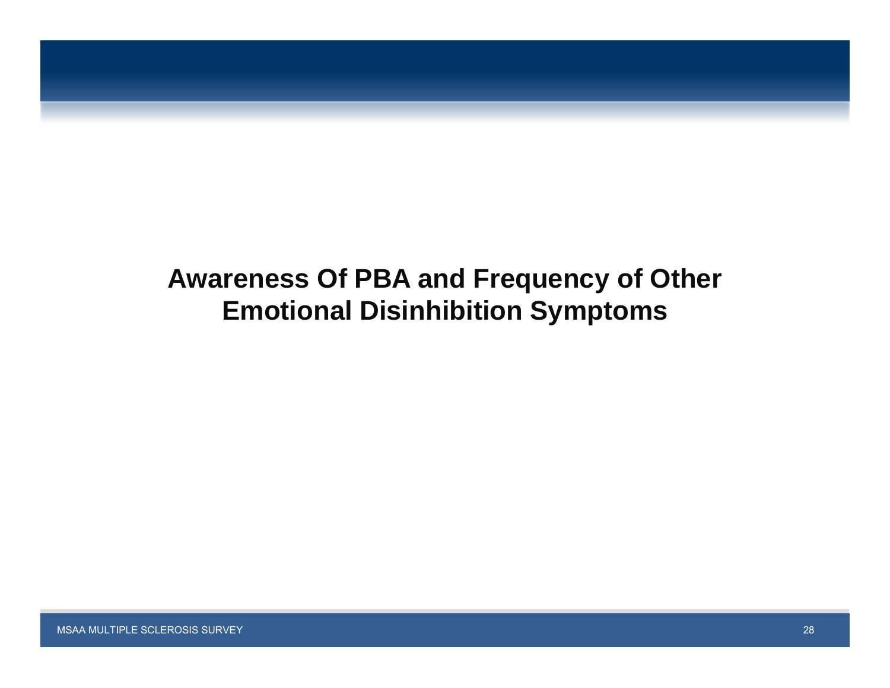# Awareness Of PBA and Frequency of Other Emotional Disinhibition Symptoms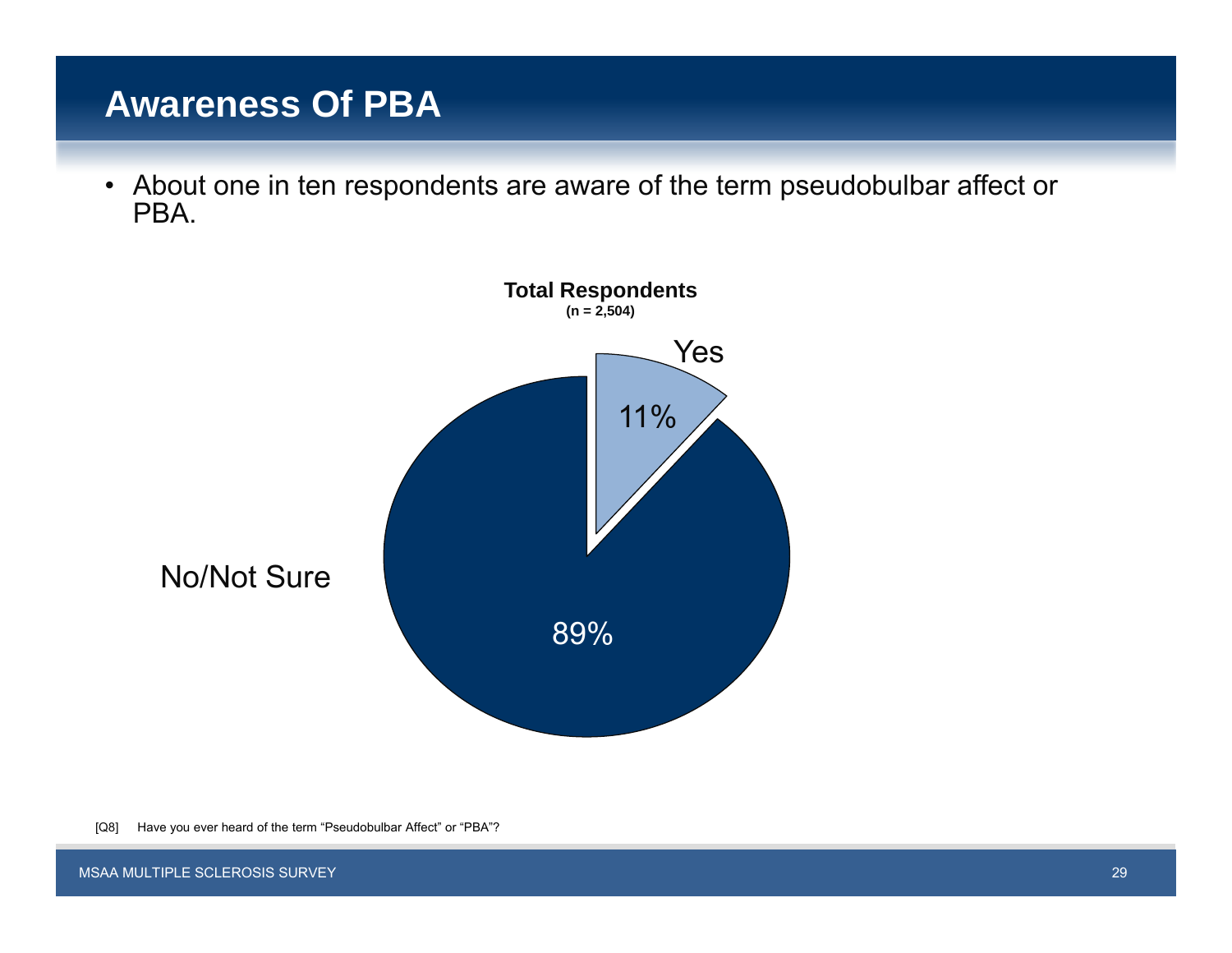# Awareness Of PBA

- About one in ten respondents are aware of the term pseudobulbar affect or PBA.

**Total Respondents**
**(n = 2,504)**

Yes
11%

No/Not Sure
89%

[Q8] Have you ever heard of the term “Pseudobulbar Affect” or “PBA”?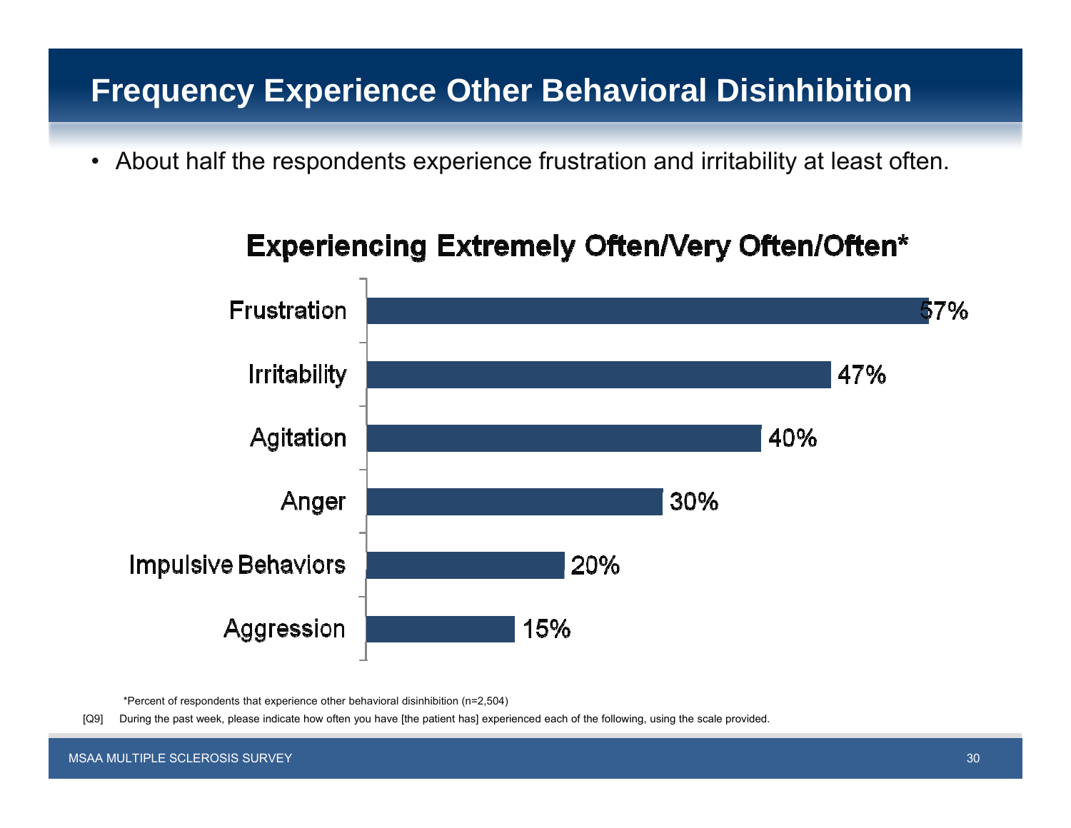# Frequency Experience Other Behavioral Disinhibition

- About half the respondents experience frustration and irritability at least often.

## Experiencing Extremely Often/Very Often/Often*

| Behavior | Percent |
|---|---|
| Frustration | 57% |
| Irritability | 47% |
| Agitation | 40% |
| Anger | 30% |
| Impulsive Behaviors | 20% |
| Aggression | 15% |

*Percent of respondents that experience other behavioral disinhibition (n=2,504)

[Q9] During the past week, please indicate how often you have [the patient has] experienced each of the following, using the scale provided.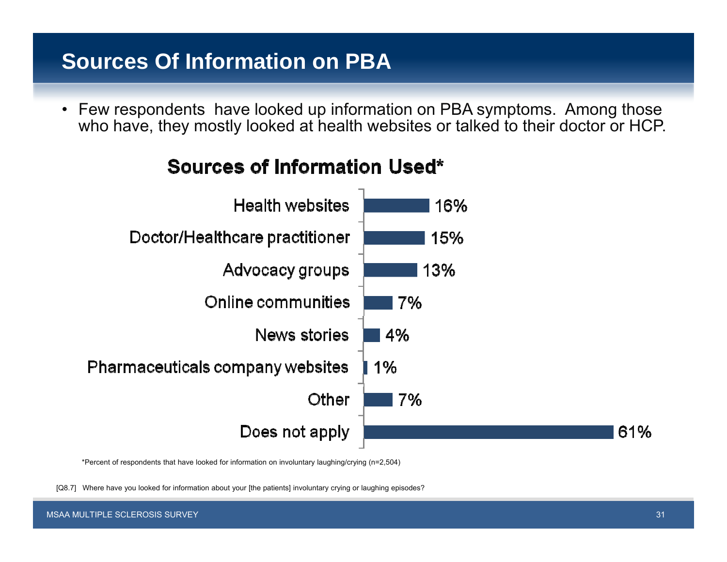# Sources Of Information on PBA

- Few respondents have looked up information on PBA symptoms. Among those who have, they mostly looked at health websites or talked to their doctor or HCP.

## Sources of Information Used*

| Source | Percent |
|---|---|
| Health websites | 16% |
| Doctor/Healthcare practitioner | 15% |
| Advocacy groups | 13% |
| Online communities | 7% |
| News stories | 4% |
| Pharmaceuticals company websites | 1% |
| Other | 7% |
| Does not apply | 61% |

*Percent of respondents that have looked for information on involuntary laughing/crying (n=2,504)

[Q8.7] Where have you looked for information about your [the patients] involuntary crying or laughing episodes?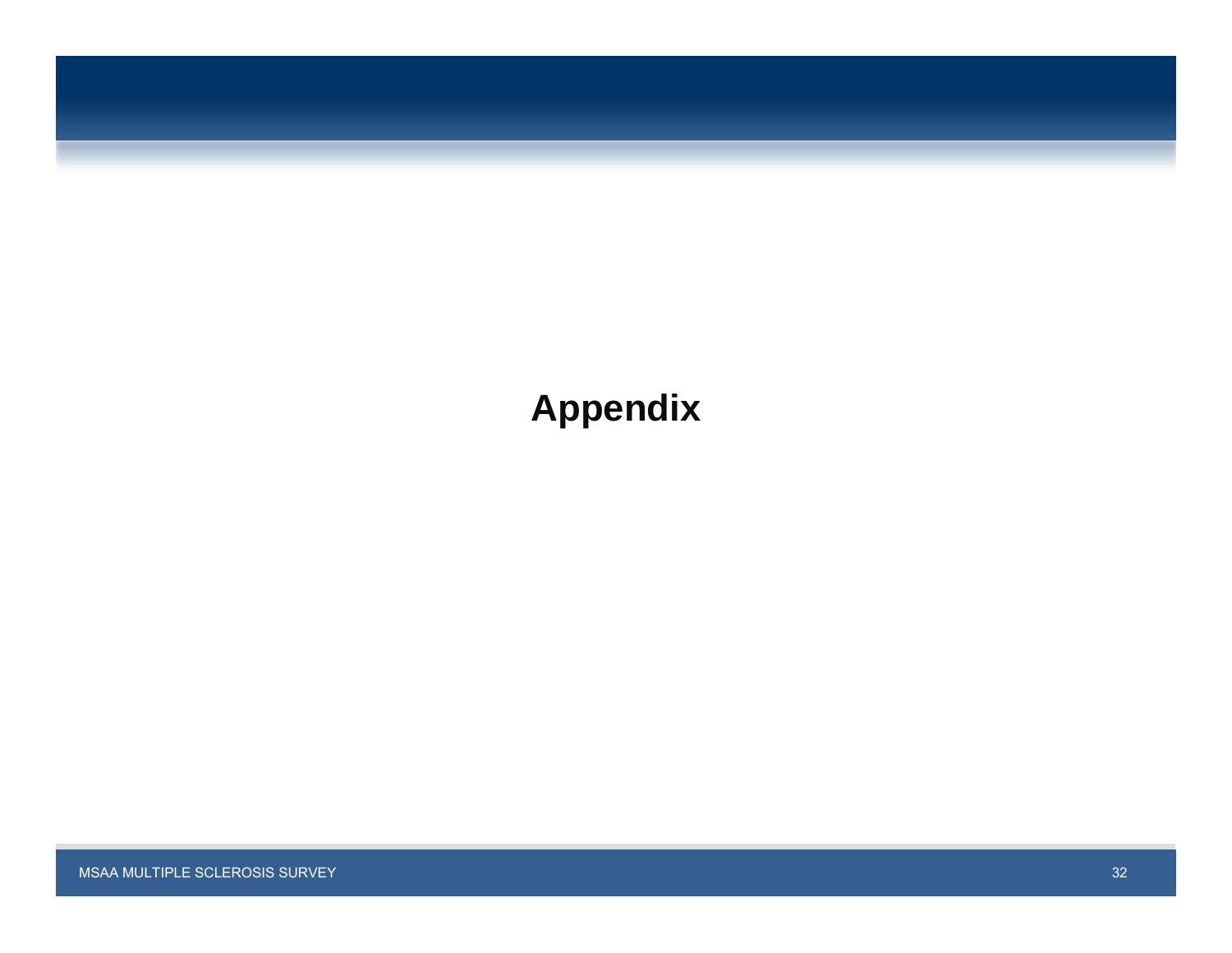# Appendix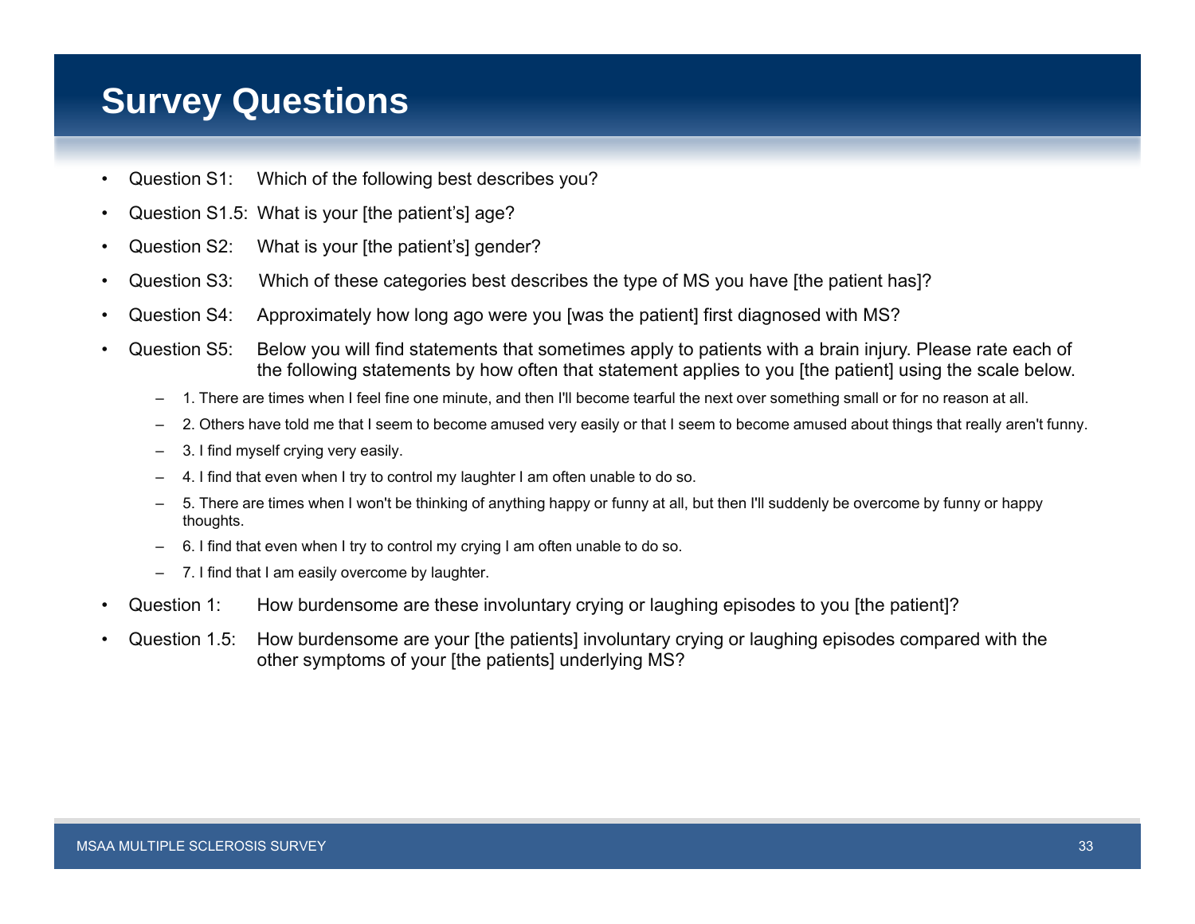# Survey Questions

- Question S1: Which of the following best describes you?
- Question S1.5: What is your [the patient's] age?
- Question S2: What is your [the patient's] gender?
- Question S3: Which of these categories best describes the type of MS you have [the patient has]?
- Question S4: Approximately how long ago were you [was the patient] first diagnosed with MS?
- Question S5: Below you will find statements that sometimes apply to patients with a brain injury. Please rate each of the following statements by how often that statement applies to you [the patient] using the scale below.
  - 1. There are times when I feel fine one minute, and then I'll become tearful the next over something small or for no reason at all.
  - 2. Others have told me that I seem to become amused very easily or that I seem to become amused about things that really aren't funny.
  - 3. I find myself crying very easily.
  - 4. I find that even when I try to control my laughter I am often unable to do so.
  - 5. There are times when I won't be thinking of anything happy or funny at all, but then I'll suddenly be overcome by funny or happy thoughts.
  - 6. I find that even when I try to control my crying I am often unable to do so.
  - 7. I find that I am easily overcome by laughter.
- Question 1: How burdensome are these involuntary crying or laughing episodes to you [the patient]?
- Question 1.5: How burdensome are your [the patients] involuntary crying or laughing episodes compared with the other symptoms of your [the patients] underlying MS?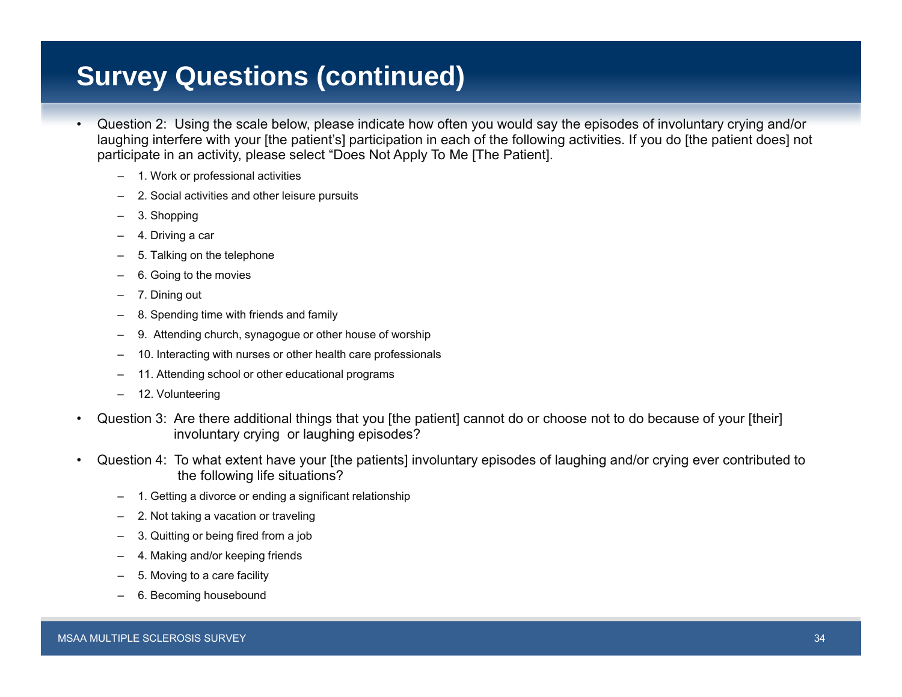# Survey Questions (continued)

- Question 2: Using the scale below, please indicate how often you would say the episodes of involuntary crying and/or laughing interfere with your [the patient's] participation in each of the following activities. If you do [the patient does] not participate in an activity, please select "Does Not Apply To Me [The Patient].
  - 1. Work or professional activities
  - 2. Social activities and other leisure pursuits
  - 3. Shopping
  - 4. Driving a car
  - 5. Talking on the telephone
  - 6. Going to the movies
  - 7. Dining out
  - 8. Spending time with friends and family
  - 9. Attending church, synagogue or other house of worship
  - 10. Interacting with nurses or other health care professionals
  - 11. Attending school or other educational programs
  - 12. Volunteering
- Question 3: Are there additional things that you [the patient] cannot do or choose not to do because of your [their] involuntary crying or laughing episodes?
- Question 4: To what extent have your [the patients] involuntary episodes of laughing and/or crying ever contributed to the following life situations?
  - 1. Getting a divorce or ending a significant relationship
  - 2. Not taking a vacation or traveling
  - 3. Quitting or being fired from a job
  - 4. Making and/or keeping friends
  - 5. Moving to a care facility
  - 6. Becoming housebound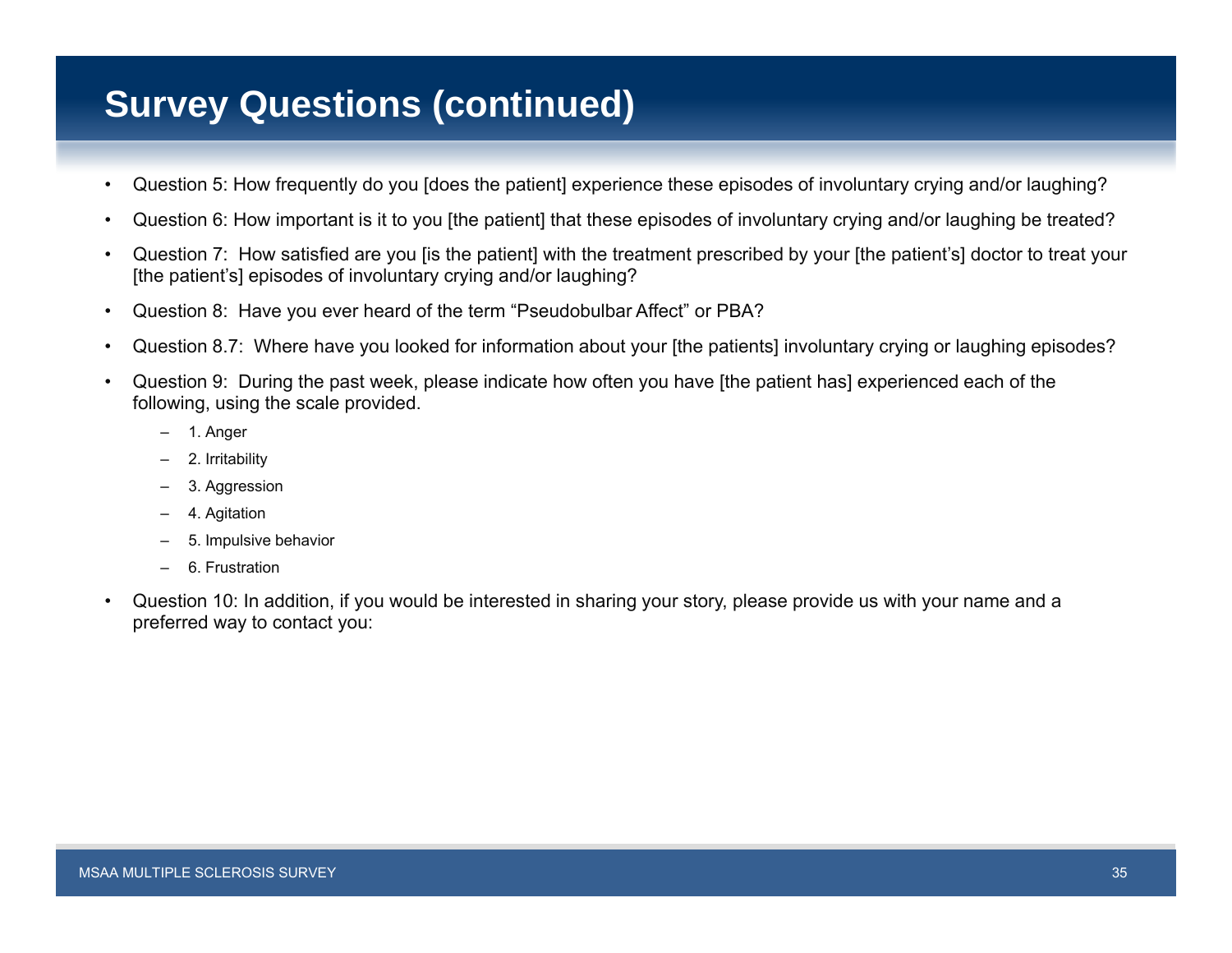# Survey Questions (continued)

- Question 5: How frequently do you [does the patient] experience these episodes of involuntary crying and/or laughing?
- Question 6: How important is it to you [the patient] that these episodes of involuntary crying and/or laughing be treated?
- Question 7: How satisfied are you [is the patient] with the treatment prescribed by your [the patient's] doctor to treat your [the patient's] episodes of involuntary crying and/or laughing?
- Question 8: Have you ever heard of the term "Pseudobulbar Affect" or PBA?
- Question 8.7: Where have you looked for information about your [the patients] involuntary crying or laughing episodes?
- Question 9: During the past week, please indicate how often you have [the patient has] experienced each of the following, using the scale provided.
  - 1. Anger
  - 2. Irritability
  - 3. Aggression
  - 4. Agitation
  - 5. Impulsive behavior
  - 6. Frustration
- Question 10: In addition, if you would be interested in sharing your story, please provide us with your name and a preferred way to contact you: